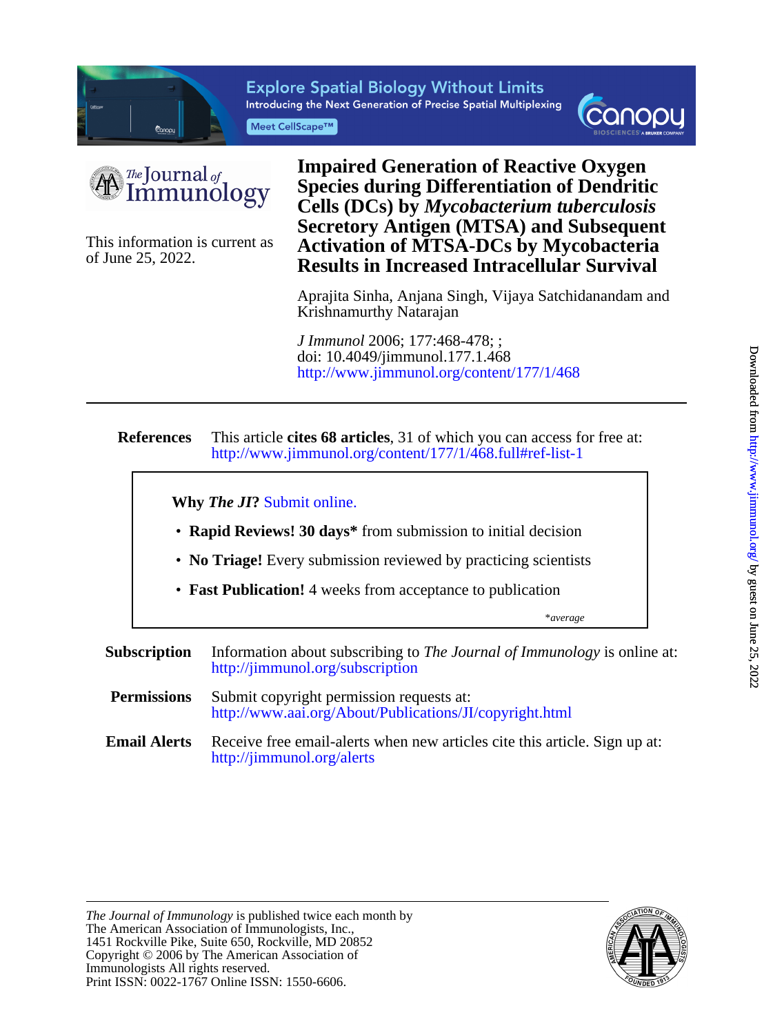# Impaired Generation of Reactive Oxygen Species during Differentiation of Dendritic Cells (DCs) by *Mycobacterium tuberculosis* Secretory Antigen (MTSA) and Subsequent Activation of MTSA-DCs by Mycobacteria Results in Increased Intracellular Survival

This information is current as of June 25, 2022.

Aprajita Sinha, Anjana Singh, Vijaya Satchidanandam and Krishnamurthy Natarajan

*J Immunol* 2006; 177:468-478; ;
doi: 10.4049/jimmunol.177.1.468
http://www.jimmunol.org/content/177/1/468

**References** This article **cites 68 articles**, 31 of which you can access for free at: http://www.jimmunol.org/content/177/1/468.full#ref-list-1

**Why *The JI*?** Submit online.

- **Rapid Reviews! 30 days*** from submission to initial decision
- **No Triage!** Every submission reviewed by practicing scientists
- **Fast Publication!** 4 weeks from acceptance to publication

*average

**Subscription** Information about subscribing to *The Journal of Immunology* is online at: http://jimmunol.org/subscription

**Permissions** Submit copyright permission requests at: http://www.aai.org/About/Publications/JI/copyright.html

**Email Alerts** Receive free email-alerts when new articles cite this article. Sign up at: http://jimmunol.org/alerts

*The Journal of Immunology* is published twice each month by The American Association of Immunologists, Inc., 1451 Rockville Pike, Suite 650, Rockville, MD 20852
Copyright © 2006 by The American Association of Immunologists All rights reserved.
Print ISSN: 0022-1767 Online ISSN: 1550-6606.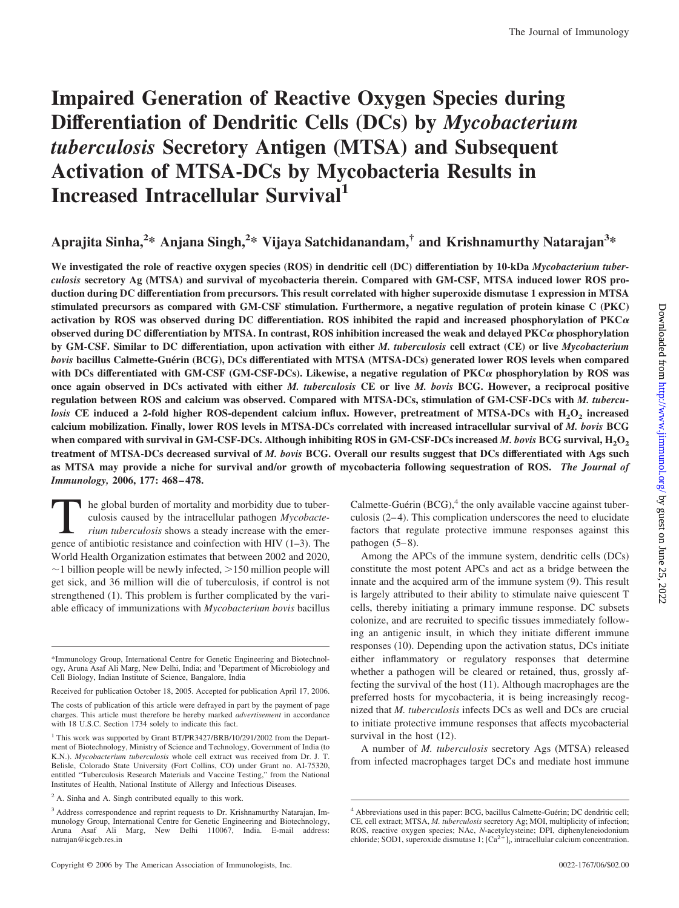# Impaired Generation of Reactive Oxygen Species during Differentiation of Dendritic Cells (DCs) by *Mycobacterium tuberculosis* Secretory Antigen (MTSA) and Subsequent Activation of MTSA-DCs by Mycobacteria Results in Increased Intracellular Survival[1]

**Aprajita Sinha,[2]* Anjana Singh,[2]* Vijaya Satchidanandam,[†] and Krishnamurthy Natarajan[3]***

**We investigated the role of reactive oxygen species (ROS) in dendritic cell (DC) differentiation by 10-kDa *Mycobacterium tuberculosis* secretory Ag (MTSA) and survival of mycobacteria therein. Compared with GM-CSF, MTSA induced lower ROS production during DC differentiation from precursors. This result correlated with higher superoxide dismutase 1 expression in MTSA stimulated precursors as compared with GM-CSF stimulation. Furthermore, a negative regulation of protein kinase C (PKC) activation by ROS was observed during DC differentiation. ROS inhibited the rapid and increased phosphorylation of PKCα observed during DC differentiation by MTSA. In contrast, ROS inhibition increased the weak and delayed PKCα phosphorylation by GM-CSF. Similar to DC differentiation, upon activation with either *M. tuberculosis* cell extract (CE) or live *Mycobacterium bovis* bacillus Calmette-Guérin (BCG), DCs differentiated with MTSA (MTSA-DCs) generated lower ROS levels when compared with DCs differentiated with GM-CSF (GM-CSF-DCs). Likewise, a negative regulation of PKCα phosphorylation by ROS was once again observed in DCs activated with either *M. tuberculosis* CE or live *M. bovis* BCG. However, a reciprocal positive regulation between ROS and calcium was observed. Compared with MTSA-DCs, stimulation of GM-CSF-DCs with *M. tuberculosis* CE induced a 2-fold higher ROS-dependent calcium influx. However, pretreatment of MTSA-DCs with $H_2O_2$ increased calcium mobilization. Finally, lower ROS levels in MTSA-DCs correlated with increased intracellular survival of *M. bovis* BCG when compared with survival in GM-CSF-DCs. Although inhibiting ROS in GM-CSF-DCs increased *M. bovis* BCG survival, $H_2O_2$ treatment of MTSA-DCs decreased survival of *M. bovis* BCG. Overall our results suggest that DCs differentiated with Ags such as MTSA may provide a niche for survival and/or growth of mycobacteria following sequestration of ROS.** *The Journal of Immunology,* **2006, 177: 468–478.**

The global burden of mortality and morbidity due to tuberculosis caused by the intracellular pathogen *Mycobacterium tuberculosis* shows a steady increase with the emergence of antibiotic resistance and coinfection with HIV (1–3). The World Health Organization estimates that between 2002 and 2020, ~1 billion people will be newly infected, >150 million people will get sick, and 36 million will die of tuberculosis, if control is not strengthened (1). This problem is further complicated by the variable efficacy of immunizations with *Mycobacterium bovis* bacillus Calmette-Guérin (BCG),[4] the only available vaccine against tuberculosis (2–4). This complication underscores the need to elucidate factors that regulate protective immune responses against this pathogen (5–8).

Among the APCs of the immune system, dendritic cells (DCs) constitute the most potent APCs and act as a bridge between the innate and the acquired arm of the immune system (9). This result is largely attributed to their ability to stimulate naive quiescent T cells, thereby initiating a primary immune response. DC subsets colonize, and are recruited to specific tissues immediately following an antigenic insult, in which they initiate different immune responses (10). Depending upon the activation status, DCs initiate either inflammatory or regulatory responses that determine whether a pathogen will be cleared or retained, thus, grossly affecting the survival of the host (11). Although macrophages are the preferred hosts for mycobacteria, it is being increasingly recognized that *M. tuberculosis* infects DCs as well and DCs are crucial to initiate protective immune responses that affects mycobacterial survival in the host (12).

A number of *M. tuberculosis* secretory Ags (MTSA) released from infected macrophages target DCs and mediate host immune

---

*Immunology Group, International Centre for Genetic Engineering and Biotechnology, Aruna Asaf Ali Marg, New Delhi, India; and †Department of Microbiology and Cell Biology, Indian Institute of Science, Bangalore, India

Received for publication October 18, 2005. Accepted for publication April 17, 2006.

The costs of publication of this article were defrayed in part by the payment of page charges. This article must therefore be hereby marked *advertisement* in accordance with 18 U.S.C. Section 1734 solely to indicate this fact.

[1] This work was supported by Grant BT/PR3427/BRB/10/291/2002 from the Department of Biotechnology, Ministry of Science and Technology, Government of India (to K.N.). *Mycobacterium tuberculosis* whole cell extract was received from Dr. J. T. Belisle, Colorado State University (Fort Collins, CO) under Grant no. AI-75320, entitled "Tuberculosis Research Materials and Vaccine Testing," from the National Institutes of Health, National Institute of Allergy and Infectious Diseases.

[2] A. Sinha and A. Singh contributed equally to this work.

[3] Address correspondence and reprint requests to Dr. Krishnamurthy Natarajan, Immunology Group, International Centre for Genetic Engineering and Biotechnology, Aruna Asaf Ali Marg, New Delhi 110067, India. E-mail address: natrajan@icgeb.res.in

[4] Abbreviations used in this paper: BCG, bacillus Calmette-Guérin; DC dendritic cell; CE, cell extract; MTSA, *M. tuberculosis* secretory Ag; MOI, multiplicity of infection; ROS, reactive oxygen species; NAc, *N*-acetylcysteine; DPI, diphenyleneiodonium chloride; SOD1, superoxide dismutase 1; $[Ca^{2+}]_i$, intracellular calcium concentration.

Copyright © 2006 by The American Association of Immunologists, Inc. 0022-1767/06/$02.00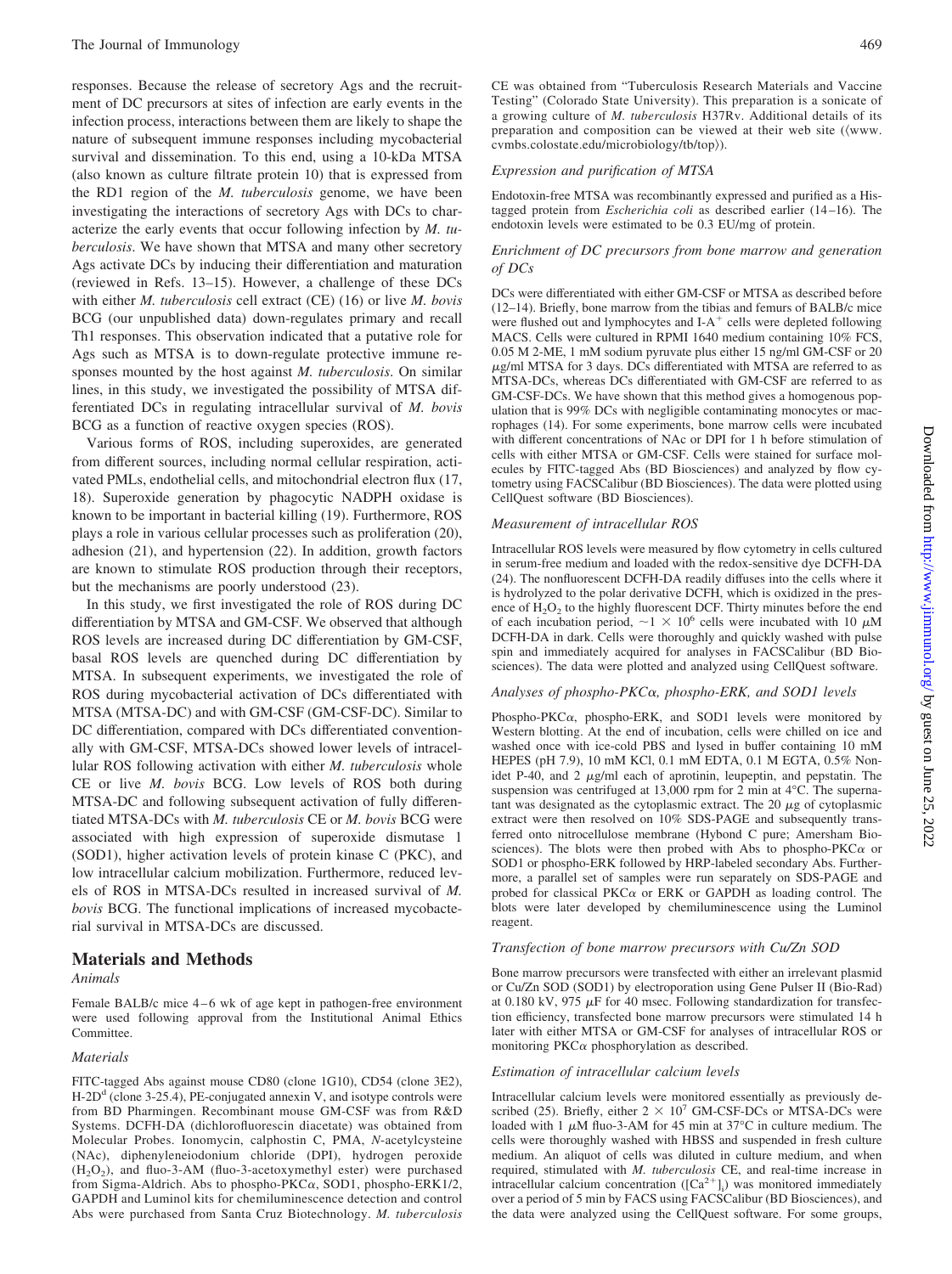responses. Because the release of secretory Ags and the recruitment of DC precursors at sites of infection are early events in the infection process, interactions between them are likely to shape the nature of subsequent immune responses including mycobacterial survival and dissemination. To this end, using a 10-kDa MTSA (also known as culture filtrate protein 10) that is expressed from the RD1 region of the *M. tuberculosis* genome, we have been investigating the interactions of secretory Ags with DCs to characterize the early events that occur following infection by *M. tuberculosis*. We have shown that MTSA and many other secretory Ags activate DCs by inducing their differentiation and maturation (reviewed in Refs. 13–15). However, a challenge of these DCs with either *M. tuberculosis* cell extract (CE) (16) or live *M. bovis* BCG (our unpublished data) down-regulates primary and recall Th1 responses. This observation indicated that a putative role for Ags such as MTSA is to down-regulate protective immune responses mounted by the host against *M. tuberculosis*. On similar lines, in this study, we investigated the possibility of MTSA differentiated DCs in regulating intracellular survival of *M. bovis* BCG as a function of reactive oxygen species (ROS).

Various forms of ROS, including superoxides, are generated from different sources, including normal cellular respiration, activated PMLs, endothelial cells, and mitochondrial electron flux (17, 18). Superoxide generation by phagocytic NADPH oxidase is known to be important in bacterial killing (19). Furthermore, ROS plays a role in various cellular processes such as proliferation (20), adhesion (21), and hypertension (22). In addition, growth factors are known to stimulate ROS production through their receptors, but the mechanisms are poorly understood (23).

In this study, we first investigated the role of ROS during DC differentiation by MTSA and GM-CSF. We observed that although ROS levels are increased during DC differentiation by GM-CSF, basal ROS levels are quenched during DC differentiation by MTSA. In subsequent experiments, we investigated the role of ROS during mycobacterial activation of DCs differentiated with MTSA (MTSA-DC) and with GM-CSF (GM-CSF-DC). Similar to DC differentiation, compared with DCs differentiated conventionally with GM-CSF, MTSA-DCs showed lower levels of intracellular ROS following activation with either *M. tuberculosis* whole CE or live *M. bovis* BCG. Low levels of ROS both during MTSA-DC and following subsequent activation of fully differentiated MTSA-DCs with *M. tuberculosis* CE or *M. bovis* BCG were associated with high expression of superoxide dismutase 1 (SOD1), higher activation levels of protein kinase C (PKC), and low intracellular calcium mobilization. Furthermore, reduced levels of ROS in MTSA-DCs resulted in increased survival of *M. bovis* BCG. The functional implications of increased mycobacterial survival in MTSA-DCs are discussed.

## Materials and Methods

### Animals

Female BALB/c mice 4–6 wk of age kept in pathogen-free environment were used following approval from the Institutional Animal Ethics Committee.

### Materials

FITC-tagged Abs against mouse CD80 (clone 1G10), CD54 (clone 3E2), H-2D$^d$ (clone 3-25.4), PE-conjugated annexin V, and isotype controls were from BD Pharmingen. Recombinant mouse GM-CSF was from R&D Systems. DCFH-DA (dichlorofluorescin diacetate) was obtained from Molecular Probes. Ionomycin, calphostin C, PMA, *N*-acetylcysteine (NAc), diphenyleneiodonium chloride (DPI), hydrogen peroxide ($H_2O_2$), and fluo-3-AM (fluo-3-acetoxymethyl ester) were purchased from Sigma-Aldrich. Abs to phospho-PKCα, SOD1, phospho-ERK1/2, GAPDH and Luminol kits for chemiluminescence detection and control Abs were purchased from Santa Cruz Biotechnology. *M. tuberculosis* CE was obtained from "Tuberculosis Research Materials and Vaccine Testing" (Colorado State University). This preparation is a sonicate of a growing culture of *M. tuberculosis* H37Rv. Additional details of its preparation and composition can be viewed at their web site (〈www.cvmbs.colostate.edu/microbiology/tb/top〉).

### Expression and purification of MTSA

Endotoxin-free MTSA was recombinantly expressed and purified as a His-tagged protein from *Escherichia coli* as described earlier (14–16). The endotoxin levels were estimated to be 0.3 EU/mg of protein.

### Enrichment of DC precursors from bone marrow and generation of DCs

DCs were differentiated with either GM-CSF or MTSA as described before (12–14). Briefly, bone marrow from the tibias and femurs of BALB/c mice were flushed out and lymphocytes and I-A$^+$ cells were depleted following MACS. Cells were cultured in RPMI 1640 medium containing 10% FCS, 0.05 M 2-ME, 1 mM sodium pyruvate plus either 15 ng/ml GM-CSF or 20 μg/ml MTSA for 3 days. DCs differentiated with MTSA are referred to as MTSA-DCs, whereas DCs differentiated with GM-CSF are referred to as GM-CSF-DCs. We have shown that this method gives a homogenous population that is 99% DCs with negligible contaminating monocytes or macrophages (14). For some experiments, bone marrow cells were incubated with different concentrations of NAc or DPI for 1 h before stimulation of cells with either MTSA or GM-CSF. Cells were stained for surface molecules by FITC-tagged Abs (BD Biosciences) and analyzed by flow cytometry using FACSCalibur (BD Biosciences). The data were plotted using CellQuest software (BD Biosciences).

### Measurement of intracellular ROS

Intracellular ROS levels were measured by flow cytometry in cells cultured in serum-free medium and loaded with the redox-sensitive dye DCFH-DA (24). The nonfluorescent DCFH-DA readily diffuses into the cells where it is hydrolyzed to the polar derivative DCFH, which is oxidized in the presence of $H_2O_2$ to the highly fluorescent DCF. Thirty minutes before the end of each incubation period, $\sim 1 \times 10^6$ cells were incubated with 10 μM DCFH-DA in dark. Cells were thoroughly and quickly washed with pulse spin and immediately acquired for analyses in FACSCalibur (BD Biosciences). The data were plotted and analyzed using CellQuest software.

### Analyses of phospho-PKCα, phospho-ERK, and SOD1 levels

Phospho-PKCα, phospho-ERK, and SOD1 levels were monitored by Western blotting. At the end of incubation, cells were chilled on ice and washed once with ice-cold PBS and lysed in buffer containing 10 mM HEPES (pH 7.9), 10 mM KCl, 0.1 mM EDTA, 0.1 M EGTA, 0.5% Nonidet P-40, and 2 μg/ml each of aprotinin, leupeptin, and pepstatin. The suspension was centrifuged at 13,000 rpm for 2 min at 4°C. The supernatant was designated as the cytoplasmic extract. The 20 μg of cytoplasmic extract were then resolved on 10% SDS-PAGE and subsequently transferred onto nitrocellulose membrane (Hybond C pure; Amersham Biosciences). The blots were then probed with Abs to phospho-PKCα or SOD1 or phospho-ERK followed by HRP-labeled secondary Abs. Furthermore, a parallel set of samples were run separately on SDS-PAGE and probed for classical PKCα or ERK or GAPDH as loading control. The blots were later developed by chemiluminescence using the Luminol reagent.

### Transfection of bone marrow precursors with Cu/Zn SOD

Bone marrow precursors were transfected with either an irrelevant plasmid or Cu/Zn SOD (SOD1) by electroporation using Gene Pulser II (Bio-Rad) at 0.180 kV, 975 μF for 40 msec. Following standardization for transfection efficiency, transfected bone marrow precursors were stimulated 14 h later with either MTSA or GM-CSF for analyses of intracellular ROS or monitoring PKCα phosphorylation as described.

### Estimation of intracellular calcium levels

Intracellular calcium levels were monitored essentially as previously described (25). Briefly, either $2 \times 10^7$ GM-CSF-DCs or MTSA-DCs were loaded with 1 μM fluo-3-AM for 45 min at 37°C in culture medium. The cells were thoroughly washed with HBSS and suspended in fresh culture medium. An aliquot of cells was diluted in culture medium, and when required, stimulated with *M. tuberculosis* CE, and real-time increase in intracellular calcium concentration ($[Ca^{2+}]_i$) was monitored immediately over a period of 5 min by FACS using FACSCalibur (BD Biosciences), and the data were analyzed using the CellQuest software. For some groups,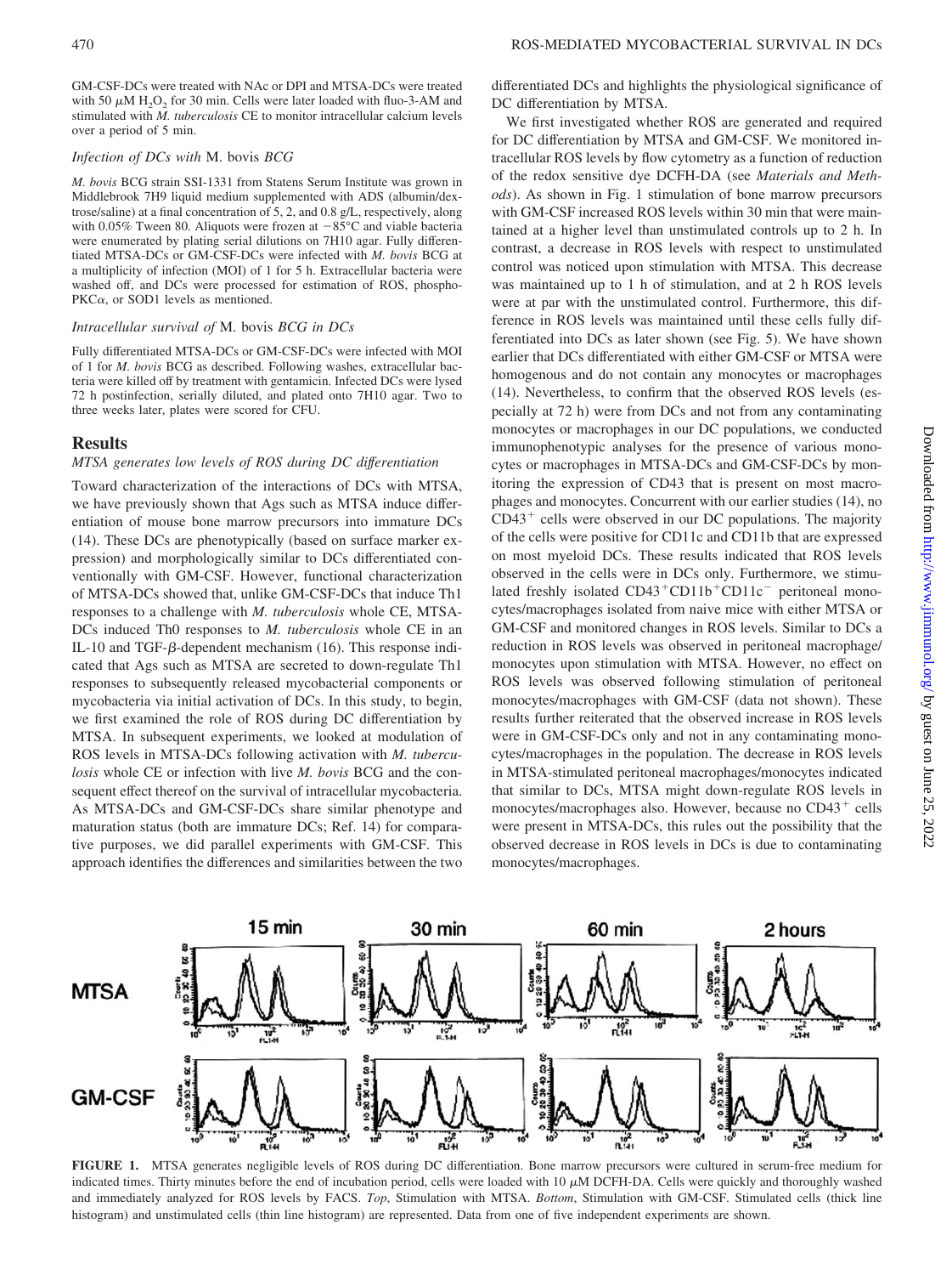GM-CSF-DCs were treated with NAc or DPI and MTSA-DCs were treated with 50 $\mu$M $H_2O_2$ for 30 min. Cells were later loaded with fluo-3-AM and stimulated with *M. tuberculosis* CE to monitor intracellular calcium levels over a period of 5 min.

### *Infection of DCs with* M. bovis *BCG*

*M. bovis* BCG strain SSI-1331 from Statens Serum Institute was grown in Middlebrook 7H9 liquid medium supplemented with ADS (albumin/dextrose/saline) at a final concentration of 5, 2, and 0.8 g/L, respectively, along with 0.05% Tween 80. Aliquots were frozen at −85°C and viable bacteria were enumerated by plating serial dilutions on 7H10 agar. Fully differentiated MTSA-DCs or GM-CSF-DCs were infected with *M. bovis* BCG at a multiplicity of infection (MOI) of 1 for 5 h. Extracellular bacteria were washed off, and DCs were processed for estimation of ROS, phospho-PKCα, or SOD1 levels as mentioned.

### *Intracellular survival of* M. bovis *BCG in DCs*

Fully differentiated MTSA-DCs or GM-CSF-DCs were infected with MOI of 1 for *M. bovis* BCG as described. Following washes, extracellular bacteria were killed off by treatment with gentamicin. Infected DCs were lysed 72 h postinfection, serially diluted, and plated onto 7H10 agar. Two to three weeks later, plates were scored for CFU.

## Results

### *MTSA generates low levels of ROS during DC differentiation*

Toward characterization of the interactions of DCs with MTSA, we have previously shown that Ags such as MTSA induce differentiation of mouse bone marrow precursors into immature DCs (14). These DCs are phenotypically (based on surface marker expression) and morphologically similar to DCs differentiated conventionally with GM-CSF. However, functional characterization of MTSA-DCs showed that, unlike GM-CSF-DCs that induce Th1 responses to a challenge with *M. tuberculosis* whole CE, MTSA-DCs induced Th0 responses to *M. tuberculosis* whole CE in an IL-10 and TGF-β-dependent mechanism (16). This response indicated that Ags such as MTSA are secreted to down-regulate Th1 responses to subsequently released mycobacterial components or mycobacteria via initial activation of DCs. In this study, to begin, we first examined the role of ROS during DC differentiation by MTSA. In subsequent experiments, we looked at modulation of ROS levels in MTSA-DCs following activation with *M. tuberculosis* whole CE or infection with live *M. bovis* BCG and the consequent effect thereof on the survival of intracellular mycobacteria. As MTSA-DCs and GM-CSF-DCs share similar phenotype and maturation status (both are immature DCs; Ref. 14) for comparative purposes, we did parallel experiments with GM-CSF. This approach identifies the differences and similarities between the two differentiated DCs and highlights the physiological significance of DC differentiation by MTSA.

We first investigated whether ROS are generated and required for DC differentiation by MTSA and GM-CSF. We monitored intracellular ROS levels by flow cytometry as a function of reduction of the redox sensitive dye DCFH-DA (see *Materials and Methods*). As shown in Fig. 1 stimulation of bone marrow precursors with GM-CSF increased ROS levels within 30 min that were maintained at a higher level than unstimulated controls up to 2 h. In contrast, a decrease in ROS levels with respect to unstimulated control was noticed upon stimulation with MTSA. This decrease was maintained up to 1 h of stimulation, and at 2 h ROS levels were at par with the unstimulated control. Furthermore, this difference in ROS levels was maintained until these cells fully differentiated into DCs as later shown (see Fig. 5). We have shown earlier that DCs differentiated with either GM-CSF or MTSA were homogenous and do not contain any monocytes or macrophages (14). Nevertheless, to confirm that the observed ROS levels (especially at 72 h) were from DCs and not from any contaminating monocytes or macrophages in our DC populations, we conducted immunophenotypic analyses for the presence of various monocytes or macrophages in MTSA-DCs and GM-CSF-DCs by monitoring the expression of CD43 that is present on most macrophages and monocytes. Concurrent with our earlier studies (14), no $CD43^+$ cells were observed in our DC populations. The majority of the cells were positive for CD11c and CD11b that are expressed on most myeloid DCs. These results indicated that ROS levels observed in the cells were in DCs only. Furthermore, we stimulated freshly isolated $CD43^+CD11b^+CD11c^-$ peritoneal monocytes/macrophages isolated from naive mice with either MTSA or GM-CSF and monitored changes in ROS levels. Similar to DCs a reduction in ROS levels was observed in peritoneal macrophage/monocytes upon stimulation with MTSA. However, no effect on ROS levels was observed following stimulation of peritoneal monocytes/macrophages with GM-CSF (data not shown). These results further reiterated that the observed increase in ROS levels were in GM-CSF-DCs only and not in any contaminating monocytes/macrophages in the population. The decrease in ROS levels in MTSA-stimulated peritoneal macrophages/monocytes indicated that similar to DCs, MTSA might down-regulate ROS levels in monocytes/macrophages also. However, because no $CD43^+$ cells were present in MTSA-DCs, this rules out the possibility that the observed decrease in ROS levels in DCs is due to contaminating monocytes/macrophages.

**FIGURE 1.** MTSA generates negligible levels of ROS during DC differentiation. Bone marrow precursors were cultured in serum-free medium for indicated times. Thirty minutes before the end of incubation period, cells were loaded with 10 $\mu$M DCFH-DA. Cells were quickly and thoroughly washed and immediately analyzed for ROS levels by FACS. *Top*, Stimulation with MTSA. *Bottom*, Stimulation with GM-CSF. Stimulated cells (thick line histogram) and unstimulated cells (thin line histogram) are represented. Data from one of five independent experiments are shown.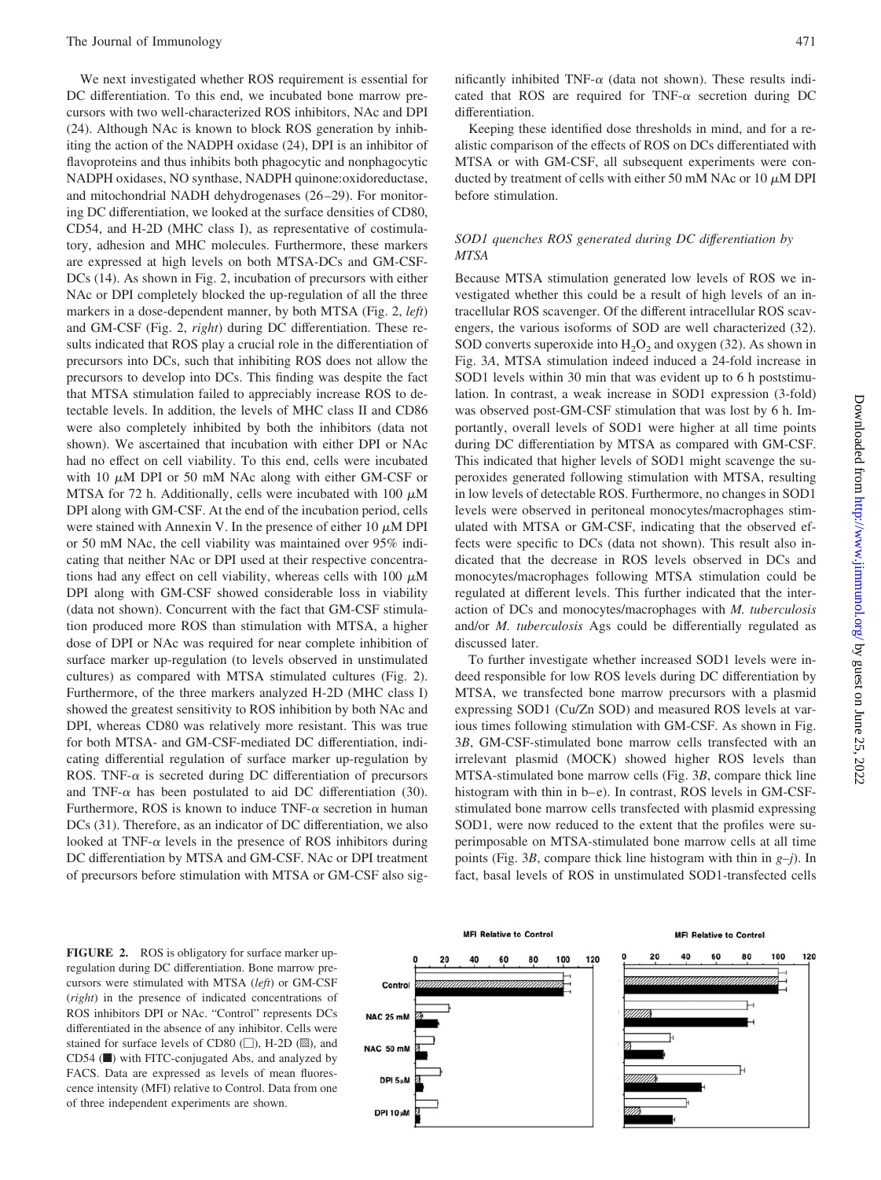We next investigated whether ROS requirement is essential for DC differentiation. To this end, we incubated bone marrow precursors with two well-characterized ROS inhibitors, NAc and DPI (24). Although NAc is known to block ROS generation by inhibiting the action of the NADPH oxidase (24), DPI is an inhibitor of flavoproteins and thus inhibits both phagocytic and nonphagocytic NADPH oxidases, NO synthase, NADPH quinone:oxidoreductase, and mitochondrial NADH dehydrogenases (26–29). For monitoring DC differentiation, we looked at the surface densities of CD80, CD54, and H-2D (MHC class I), as representative of costimulatory, adhesion and MHC molecules. Furthermore, these markers are expressed at high levels on both MTSA-DCs and GM-CSF-DCs (14). As shown in Fig. 2, incubation of precursors with either NAc or DPI completely blocked the up-regulation of all the three markers in a dose-dependent manner, by both MTSA (Fig. 2, *left*) and GM-CSF (Fig. 2, *right*) during DC differentiation. These results indicated that ROS play a crucial role in the differentiation of precursors into DCs, such that inhibiting ROS does not allow the precursors to develop into DCs. This finding was despite the fact that MTSA stimulation failed to appreciably increase ROS to detectable levels. In addition, the levels of MHC class II and CD86 were also completely inhibited by both the inhibitors (data not shown). We ascertained that incubation with either DPI or NAc had no effect on cell viability. To this end, cells were incubated with 10 $\mu$M DPI or 50 mM NAc along with either GM-CSF or MTSA for 72 h. Additionally, cells were incubated with 100 $\mu$M DPI along with GM-CSF. At the end of the incubation period, cells were stained with Annexin V. In the presence of either 10 $\mu$M DPI or 50 mM NAc, the cell viability was maintained over 95% indicating that neither NAc or DPI used at their respective concentrations had any effect on cell viability, whereas cells with 100 $\mu$M DPI along with GM-CSF showed considerable loss in viability (data not shown). Concurrent with the fact that GM-CSF stimulation produced more ROS than stimulation with MTSA, a higher dose of DPI or NAc was required for near complete inhibition of surface marker up-regulation (to levels observed in unstimulated cultures) as compared with MTSA stimulated cultures (Fig. 2). Furthermore, of the three markers analyzed H-2D (MHC class I) showed the greatest sensitivity to ROS inhibition by both NAc and DPI, whereas CD80 was relatively more resistant. This was true for both MTSA- and GM-CSF-mediated DC differentiation, indicating differential regulation of surface marker up-regulation by ROS. TNF-$\alpha$ is secreted during DC differentiation of precursors and TNF-$\alpha$ has been postulated to aid DC differentiation (30). Furthermore, ROS is known to induce TNF-$\alpha$ secretion in human DCs (31). Therefore, as an indicator of DC differentiation, we also looked at TNF-$\alpha$ levels in the presence of ROS inhibitors during DC differentiation by MTSA and GM-CSF. NAc or DPI treatment of precursors before stimulation with MTSA or GM-CSF also significantly inhibited TNF-$\alpha$ (data not shown). These results indicated that ROS are required for TNF-$\alpha$ secretion during DC differentiation.

Keeping these identified dose thresholds in mind, and for a realistic comparison of the effects of ROS on DCs differentiated with MTSA or with GM-CSF, all subsequent experiments were conducted by treatment of cells with either 50 mM NAc or 10 $\mu$M DPI before stimulation.

### *SOD1 quenches ROS generated during DC differentiation by MTSA*

Because MTSA stimulation generated low levels of ROS we investigated whether this could be a result of high levels of an intracellular ROS scavenger. Of the different intracellular ROS scavengers, the various isoforms of SOD are well characterized (32). SOD converts superoxide into $H_2O_2$ and oxygen (32). As shown in Fig. 3*A*, MTSA stimulation indeed induced a 24-fold increase in SOD1 levels within 30 min that was evident up to 6 h poststimulation. In contrast, a weak increase in SOD1 expression (3-fold) was observed post-GM-CSF stimulation that was lost by 6 h. Importantly, overall levels of SOD1 were higher at all time points during DC differentiation by MTSA as compared with GM-CSF. This indicated that higher levels of SOD1 might scavenge the superoxides generated following stimulation with MTSA, resulting in low levels of detectable ROS. Furthermore, no changes in SOD1 levels were observed in peritoneal monocytes/macrophages stimulated with MTSA or GM-CSF, indicating that the observed effects were specific to DCs (data not shown). This result also indicated that the decrease in ROS levels observed in DCs and monocytes/macrophages following MTSA stimulation could be regulated at different levels. This further indicated that the interaction of DCs and monocytes/macrophages with *M. tuberculosis* and/or *M. tuberculosis* Ags could be differentially regulated as discussed later.

To further investigate whether increased SOD1 levels were indeed responsible for low ROS levels during DC differentiation by MTSA, we transfected bone marrow precursors with a plasmid expressing SOD1 (Cu/Zn SOD) and measured ROS levels at various times following stimulation with GM-CSF. As shown in Fig. 3*B*, GM-CSF-stimulated bone marrow cells transfected with an irrelevant plasmid (MOCK) showed higher ROS levels than MTSA-stimulated bone marrow cells (Fig. 3*B*, compare thick line histogram with thin in b–e). In contrast, ROS levels in GM-CSF-stimulated bone marrow cells transfected with plasmid expressing SOD1, were now reduced to the extent that the profiles were superimposable on MTSA-stimulated bone marrow cells at all time points (Fig. 3*B*, compare thick line histogram with thin in *g–j*). In fact, basal levels of ROS in unstimulated SOD1-transfected cells

**FIGURE 2.** ROS is obligatory for surface marker up-regulation during DC differentiation. Bone marrow precursors were stimulated with MTSA (*left*) or GM-CSF (*right*) in the presence of indicated concentrations of ROS inhibitors DPI or NAc. "Control" represents DCs differentiated in the absence of any inhibitor. Cells were stained for surface levels of CD80 (□), H-2D (▨), and CD54 (■) with FITC-conjugated Abs, and analyzed by FACS. Data are expressed as levels of mean fluorescence intensity (MFI) relative to Control. Data from one of three independent experiments are shown.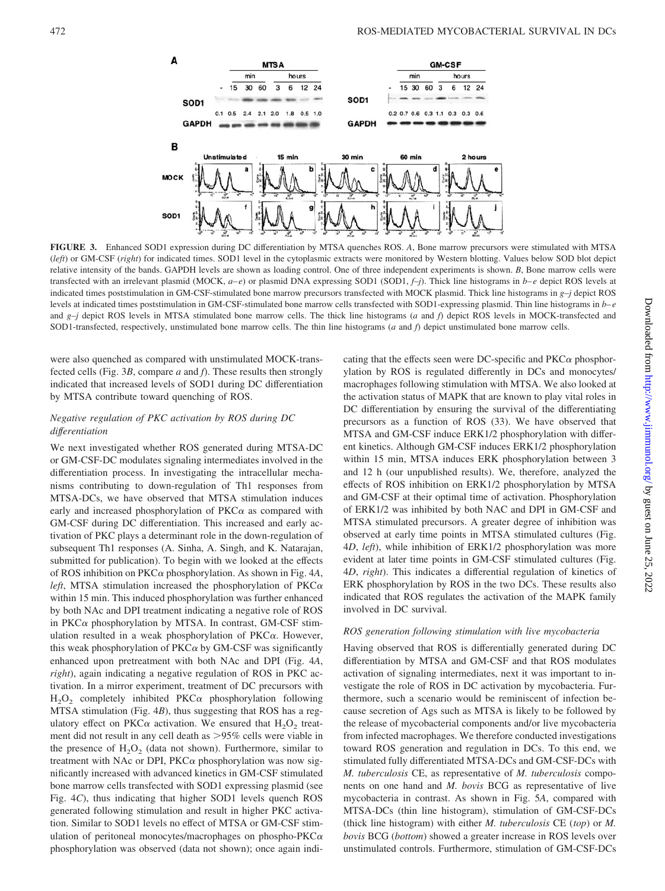**FIGURE 3.** Enhanced SOD1 expression during DC differentiation by MTSA quenches ROS. *A*, Bone marrow precursors were stimulated with MTSA (*left*) or GM-CSF (*right*) for indicated times. SOD1 level in the cytoplasmic extracts were monitored by Western blotting. Values below SOD blot depict relative intensity of the bands. GAPDH levels are shown as loading control. One of three independent experiments is shown. *B*, Bone marrow cells were transfected with an irrelevant plasmid (MOCK, *a–e*) or plasmid DNA expressing SOD1 (SOD1, *f–j*). Thick line histograms in *b–e* depict ROS levels at indicated times poststimulation in GM-CSF-stimulated bone marrow precursors transfected with MOCK plasmid. Thick line histograms in *g–j* depict ROS levels at indicated times poststimulation in GM-CSF-stimulated bone marrow cells transfected with SOD1-expressing plasmid. Thin line histograms in *b–e* and *g–j* depict ROS levels in MTSA stimulated bone marrow cells. The thick line histograms (*a* and *f*) depict ROS levels in MOCK-transfected and SOD1-transfected, respectively, unstimulated bone marrow cells. The thin line histograms (*a* and *f*) depict unstimulated bone marrow cells.

were also quenched as compared with unstimulated MOCK-transfected cells (Fig. 3*B*, compare *a* and *f*). These results then strongly indicated that increased levels of SOD1 during DC differentiation by MTSA contribute toward quenching of ROS.

### *Negative regulation of PKC activation by ROS during DC differentiation*

We next investigated whether ROS generated during MTSA-DC or GM-CSF-DC modulates signaling intermediates involved in the differentiation process. In investigating the intracellular mechanisms contributing to down-regulation of Th1 responses from MTSA-DCs, we have observed that MTSA stimulation induces early and increased phosphorylation of PKCα as compared with GM-CSF during DC differentiation. This increased and early activation of PKC plays a determinant role in the down-regulation of subsequent Th1 responses (A. Sinha, A. Singh, and K. Natarajan, submitted for publication). To begin with we looked at the effects of ROS inhibition on PKCα phosphorylation. As shown in Fig. 4*A*, *left*, MTSA stimulation increased the phosphorylation of PKCα within 15 min. This induced phosphorylation was further enhanced by both NAc and DPI treatment indicating a negative role of ROS in PKCα phosphorylation by MTSA. In contrast, GM-CSF stimulation resulted in a weak phosphorylation of PKCα. However, this weak phosphorylation of PKCα by GM-CSF was significantly enhanced upon pretreatment with both NAc and DPI (Fig. 4*A*, *right*), again indicating a negative regulation of ROS in PKC activation. In a mirror experiment, treatment of DC precursors with $H_2O_2$ completely inhibited PKCα phosphorylation following MTSA stimulation (Fig. 4*B*), thus suggesting that ROS has a regulatory effect on PKCα activation. We ensured that $H_2O_2$ treatment did not result in any cell death as >95% cells were viable in the presence of $H_2O_2$ (data not shown). Furthermore, similar to treatment with NAc or DPI, PKCα phosphorylation was now significantly increased with advanced kinetics in GM-CSF stimulated bone marrow cells transfected with SOD1 expressing plasmid (see Fig. 4*C*), thus indicating that higher SOD1 levels quench ROS generated following stimulation and result in higher PKC activation. Similar to SOD1 levels no effect of MTSA or GM-CSF stimulation of peritoneal monocytes/macrophages on phospho-PKCα phosphorylation was observed (data not shown); once again indicating that the effects seen were DC-specific and PKCα phosphorylation by ROS is regulated differently in DCs and monocytes/macrophages following stimulation with MTSA. We also looked at the activation status of MAPK that are known to play vital roles in DC differentiation by ensuring the survival of the differentiating precursors as a function of ROS (33). We have observed that MTSA and GM-CSF induce ERK1/2 phosphorylation with different kinetics. Although GM-CSF induces ERK1/2 phosphorylation within 15 min, MTSA induces ERK phosphorylation between 3 and 12 h (our unpublished results). We, therefore, analyzed the effects of ROS inhibition on ERK1/2 phosphorylation by MTSA and GM-CSF at their optimal time of activation. Phosphorylation of ERK1/2 was inhibited by both NAC and DPI in GM-CSF and MTSA stimulated precursors. A greater degree of inhibition was observed at early time points in MTSA stimulated cultures (Fig. 4*D*, *left*), while inhibition of ERK1/2 phosphorylation was more evident at later time points in GM-CSF stimulated cultures (Fig. 4*D*, *right*). This indicates a differential regulation of kinetics of ERK phosphorylation by ROS in the two DCs. These results also indicated that ROS regulates the activation of the MAPK family involved in DC survival.

### *ROS generation following stimulation with live mycobacteria*

Having observed that ROS is differentially generated during DC differentiation by MTSA and GM-CSF and that ROS modulates activation of signaling intermediates, next it was important to investigate the role of ROS in DC activation by mycobacteria. Furthermore, such a scenario would be reminiscent of infection because secretion of Ags such as MTSA is likely to be followed by the release of mycobacterial components and/or live mycobacteria from infected macrophages. We therefore conducted investigations toward ROS generation and regulation in DCs. To this end, we stimulated fully differentiated MTSA-DCs and GM-CSF-DCs with *M. tuberculosis* CE, as representative of *M. tuberculosis* components on one hand and *M. bovis* BCG as representative of live mycobacteria in contrast. As shown in Fig. 5*A*, compared with MTSA-DCs (thin line histogram), stimulation of GM-CSF-DCs (thick line histogram) with either *M. tuberculosis* CE (*top*) or *M. bovis* BCG (*bottom*) showed a greater increase in ROS levels over unstimulated controls. Furthermore, stimulation of GM-CSF-DCs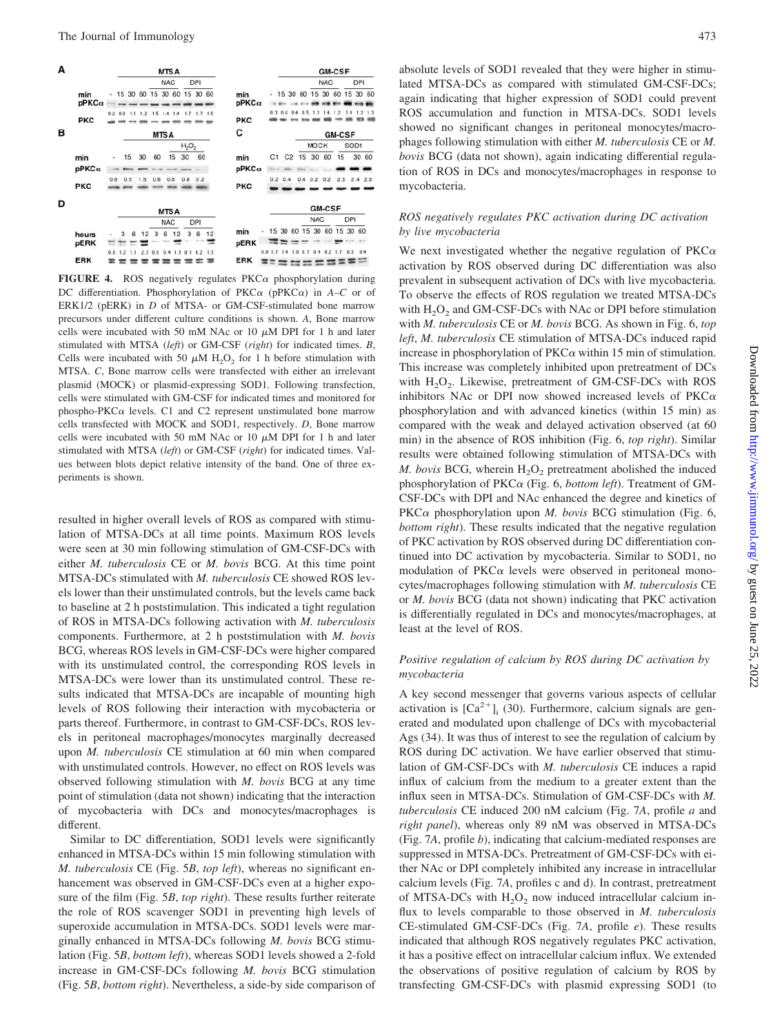**FIGURE 4.** ROS negatively regulates PKCα phosphorylation during DC differentiation. Phosphorylation of PKCα (pPKCα) in *A–C* or of ERK1/2 (pERK) in *D* of MTSA- or GM-CSF-stimulated bone marrow precursors under different culture conditions is shown. *A*, Bone marrow cells were incubated with 50 mM NAc or 10 μM DPI for 1 h and later stimulated with MTSA (*left*) or GM-CSF (*right*) for indicated times. *B*, Cells were incubated with 50 μM $H_2O_2$ for 1 h before stimulation with MTSA. *C*, Bone marrow cells were transfected with either an irrelevant plasmid (MOCK) or plasmid-expressing SOD1. Following transfection, cells were stimulated with GM-CSF for indicated times and monitored for phospho-PKCα levels. C1 and C2 represent unstimulated bone marrow cells transfected with MOCK and SOD1, respectively. *D*, Bone marrow cells were incubated with 50 mM NAc or 10 μM DPI for 1 h and later stimulated with MTSA (*left*) or GM-CSF (*right*) for indicated times. Values between blots depict relative intensity of the band. One of three experiments is shown.

resulted in higher overall levels of ROS as compared with stimulation of MTSA-DCs at all time points. Maximum ROS levels were seen at 30 min following stimulation of GM-CSF-DCs with either *M. tuberculosis* CE or *M. bovis* BCG. At this time point MTSA-DCs stimulated with *M. tuberculosis* CE showed ROS levels lower than their unstimulated controls, but the levels came back to baseline at 2 h poststimulation. This indicated a tight regulation of ROS in MTSA-DCs following activation with *M. tuberculosis* components. Furthermore, at 2 h poststimulation with *M. bovis* BCG, whereas ROS levels in GM-CSF-DCs were higher compared with its unstimulated control, the corresponding ROS levels in MTSA-DCs were lower than its unstimulated control. These results indicated that MTSA-DCs are incapable of mounting high levels of ROS following their interaction with mycobacteria or parts thereof. Furthermore, in contrast to GM-CSF-DCs, ROS levels in peritoneal macrophages/monocytes marginally decreased upon *M. tuberculosis* CE stimulation at 60 min when compared with unstimulated controls. However, no effect on ROS levels was observed following stimulation with *M. bovis* BCG at any time point of stimulation (data not shown) indicating that the interaction of mycobacteria with DCs and monocytes/macrophages is different.

Similar to DC differentiation, SOD1 levels were significantly enhanced in MTSA-DCs within 15 min following stimulation with *M. tuberculosis* CE (Fig. 5*B*, *top left*), whereas no significant enhancement was observed in GM-CSF-DCs even at a higher exposure of the film (Fig. 5*B*, *top right*). These results further reiterate the role of ROS scavenger SOD1 in preventing high levels of superoxide accumulation in MTSA-DCs. SOD1 levels were marginally enhanced in MTSA-DCs following *M. bovis* BCG stimulation (Fig. 5*B*, *bottom left*), whereas SOD1 levels showed a 2-fold increase in GM-CSF-DCs following *M. bovis* BCG stimulation (Fig. 5*B*, *bottom right*). Nevertheless, a side-by side comparison of absolute levels of SOD1 revealed that they were higher in stimulated MTSA-DCs as compared with stimulated GM-CSF-DCs; again indicating that higher expression of SOD1 could prevent ROS accumulation and function in MTSA-DCs. SOD1 levels showed no significant changes in peritoneal monocytes/macrophages following stimulation with either *M. tuberculosis* CE or *M. bovis* BCG (data not shown), again indicating differential regulation of ROS in DCs and monocytes/macrophages in response to mycobacteria.

### *ROS negatively regulates PKC activation during DC activation by live mycobacteria*

We next investigated whether the negative regulation of PKCα activation by ROS observed during DC differentiation was also prevalent in subsequent activation of DCs with live mycobacteria. To observe the effects of ROS regulation we treated MTSA-DCs with $H_2O_2$ and GM-CSF-DCs with NAc or DPI before stimulation with *M. tuberculosis* CE or *M. bovis* BCG. As shown in Fig. 6, *top left*, *M. tuberculosis* CE stimulation of MTSA-DCs induced rapid increase in phosphorylation of PKCα within 15 min of stimulation. This increase was completely inhibited upon pretreatment of DCs with $H_2O_2$. Likewise, pretreatment of GM-CSF-DCs with ROS inhibitors NAc or DPI now showed increased levels of PKCα phosphorylation and with advanced kinetics (within 15 min) as compared with the weak and delayed activation observed (at 60 min) in the absence of ROS inhibition (Fig. 6, *top right*). Similar results were obtained following stimulation of MTSA-DCs with *M. bovis* BCG, wherein $H_2O_2$ pretreatment abolished the induced phosphorylation of PKCα (Fig. 6, *bottom left*). Treatment of GM-CSF-DCs with DPI and NAc enhanced the degree and kinetics of PKCα phosphorylation upon *M. bovis* BCG stimulation (Fig. 6, *bottom right*). These results indicated that the negative regulation of PKC activation by ROS observed during DC differentiation continued into DC activation by mycobacteria. Similar to SOD1, no modulation of PKCα levels were observed in peritoneal monocytes/macrophages following stimulation with *M. tuberculosis* CE or *M. bovis* BCG (data not shown) indicating that PKC activation is differentially regulated in DCs and monocytes/macrophages, at least at the level of ROS.

### *Positive regulation of calcium by ROS during DC activation by mycobacteria*

A key second messenger that governs various aspects of cellular activation is $[Ca^{2+}]_i$ (30). Furthermore, calcium signals are generated and modulated upon challenge of DCs with mycobacterial Ags (34). It was thus of interest to see the regulation of calcium by ROS during DC activation. We have earlier observed that stimulation of GM-CSF-DCs with *M. tuberculosis* CE induces a rapid influx of calcium from the medium to a greater extent than the influx seen in MTSA-DCs. Stimulation of GM-CSF-DCs with *M. tuberculosis* CE induced 200 nM calcium (Fig. 7*A*, profile *a* and *right panel*), whereas only 89 nM was observed in MTSA-DCs (Fig. 7*A*, profile *b*), indicating that calcium-mediated responses are suppressed in MTSA-DCs. Pretreatment of GM-CSF-DCs with either NAc or DPI completely inhibited any increase in intracellular calcium levels (Fig. 7*A*, profiles c and d). In contrast, pretreatment of MTSA-DCs with $H_2O_2$ now induced intracellular calcium influx to levels comparable to those observed in *M. tuberculosis* CE-stimulated GM-CSF-DCs (Fig. 7*A*, profile *e*). These results indicated that although ROS negatively regulates PKC activation, it has a positive effect on intracellular calcium influx. We extended the observations of positive regulation of calcium by ROS by transfecting GM-CSF-DCs with plasmid expressing SOD1 (to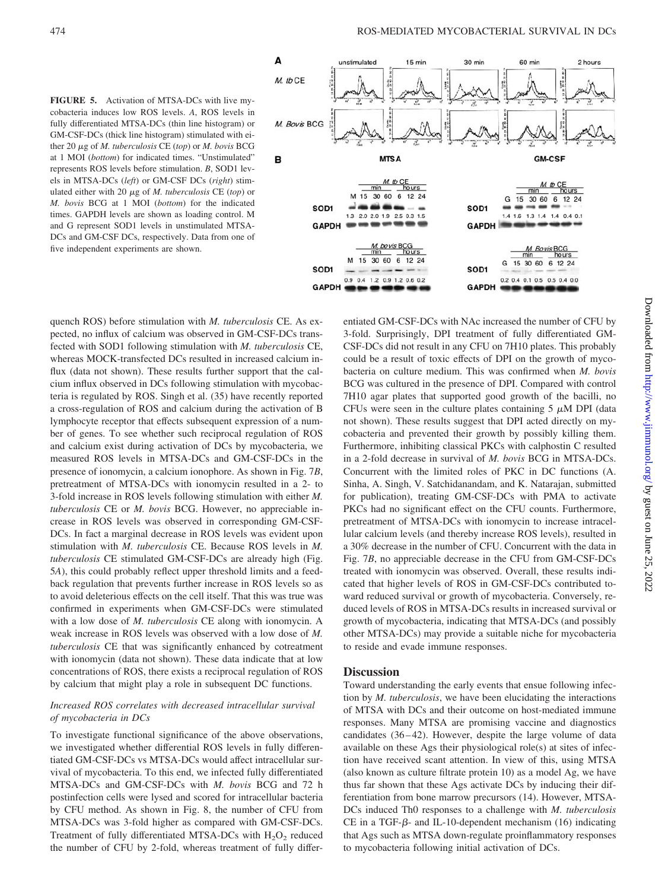**FIGURE 5.** Activation of MTSA-DCs with live mycobacteria induces low ROS levels. *A*, ROS levels in fully differentiated MTSA-DCs (thin line histogram) or GM-CSF-DCs (thick line histogram) stimulated with either 20 μg of *M. tuberculosis* CE (*top*) or *M. bovis* BCG at 1 MOI (*bottom*) for indicated times. "Unstimulated" represents ROS levels before stimulation. *B*, SOD1 levels in MTSA-DCs (*left*) or GM-CSF DCs (*right*) stimulated either with 20 μg of *M. tuberculosis* CE (*top*) or *M. bovis* BCG at 1 MOI (*bottom*) for the indicated times. GAPDH levels are shown as loading control. M and G represent SOD1 levels in unstimulated MTSA-DCs and GM-CSF DCs, respectively. Data from one of five independent experiments are shown.

quench ROS) before stimulation with *M. tuberculosis* CE. As expected, no influx of calcium was observed in GM-CSF-DCs transfected with SOD1 following stimulation with *M. tuberculosis* CE, whereas MOCK-transfected DCs resulted in increased calcium influx (data not shown). These results further support that the calcium influx observed in DCs following stimulation with mycobacteria is regulated by ROS. Singh et al. (35) have recently reported a cross-regulation of ROS and calcium during the activation of B lymphocyte receptor that effects subsequent expression of a number of genes. To see whether such reciprocal regulation of ROS and calcium exist during activation of DCs by mycobacteria, we measured ROS levels in MTSA-DCs and GM-CSF-DCs in the presence of ionomycin, a calcium ionophore. As shown in Fig. 7*B*, pretreatment of MTSA-DCs with ionomycin resulted in a 2- to 3-fold increase in ROS levels following stimulation with either *M. tuberculosis* CE or *M. bovis* BCG. However, no appreciable increase in ROS levels was observed in corresponding GM-CSF-DCs. In fact a marginal decrease in ROS levels was evident upon stimulation with *M. tuberculosis* CE. Because ROS levels in *M. tuberculosis* CE stimulated GM-CSF-DCs are already high (Fig. 5*A*), this could probably reflect upper threshold limits and a feedback regulation that prevents further increase in ROS levels so as to avoid deleterious effects on the cell itself. That this was true was confirmed in experiments when GM-CSF-DCs were stimulated with a low dose of *M. tuberculosis* CE along with ionomycin. A weak increase in ROS levels was observed with a low dose of *M. tuberculosis* CE that was significantly enhanced by cotreatment with ionomycin (data not shown). These data indicate that at low concentrations of ROS, there exists a reciprocal regulation of ROS by calcium that might play a role in subsequent DC functions.

### *Increased ROS correlates with decreased intracellular survival of mycobacteria in DCs*

To investigate functional significance of the above observations, we investigated whether differential ROS levels in fully differentiated GM-CSF-DCs vs MTSA-DCs would affect intracellular survival of mycobacteria. To this end, we infected fully differentiated MTSA-DCs and GM-CSF-DCs with *M. bovis* BCG and 72 h postinfection cells were lysed and scored for intracellular bacteria by CFU method. As shown in Fig. 8, the number of CFU from MTSA-DCs was 3-fold higher as compared with GM-CSF-DCs. Treatment of fully differentiated MTSA-DCs with $H_2O_2$ reduced the number of CFU by 2-fold, whereas treatment of fully differentiated GM-CSF-DCs with NAc increased the number of CFU by 3-fold. Surprisingly, DPI treatment of fully differentiated GM-CSF-DCs did not result in any CFU on 7H10 plates. This probably could be a result of toxic effects of DPI on the growth of mycobacteria on culture medium. This was confirmed when *M. bovis* BCG was cultured in the presence of DPI. Compared with control 7H10 agar plates that supported good growth of the bacilli, no CFUs were seen in the culture plates containing 5 μM DPI (data not shown). These results suggest that DPI acted directly on mycobacteria and prevented their growth by possibly killing them. Furthermore, inhibiting classical PKCs with calphostin C resulted in a 2-fold decrease in survival of *M. bovis* BCG in MTSA-DCs. Concurrent with the limited roles of PKC in DC functions (A. Sinha, A. Singh, V. Satchidanandam, and K. Natarajan, submitted for publication), treating GM-CSF-DCs with PMA to activate PKCs had no significant effect on the CFU counts. Furthermore, pretreatment of MTSA-DCs with ionomycin to increase intracellular calcium levels (and thereby increase ROS levels), resulted in a 30% decrease in the number of CFU. Concurrent with the data in Fig. 7*B*, no appreciable decrease in the CFU from GM-CSF-DCs treated with ionomycin was observed. Overall, these results indicated that higher levels of ROS in GM-CSF-DCs contributed toward reduced survival or growth of mycobacteria. Conversely, reduced levels of ROS in MTSA-DCs results in increased survival or growth of mycobacteria, indicating that MTSA-DCs (and possibly other MTSA-DCs) may provide a suitable niche for mycobacteria to reside and evade immune responses.

## Discussion

Toward understanding the early events that ensue following infection by *M. tuberculosis*, we have been elucidating the interactions of MTSA with DCs and their outcome on host-mediated immune responses. Many MTSA are promising vaccine and diagnostics candidates (36–42). However, despite the large volume of data available on these Ags their physiological role(s) at sites of infection have received scant attention. In view of this, using MTSA (also known as culture filtrate protein 10) as a model Ag, we have thus far shown that these Ags activate DCs by inducing their differentiation from bone marrow precursors (14). However, MTSA-DCs induced Th0 responses to a challenge with *M. tuberculosis* CE in a TGF-β- and IL-10-dependent mechanism (16) indicating that Ags such as MTSA down-regulate proinflammatory responses to mycobacteria following initial activation of DCs.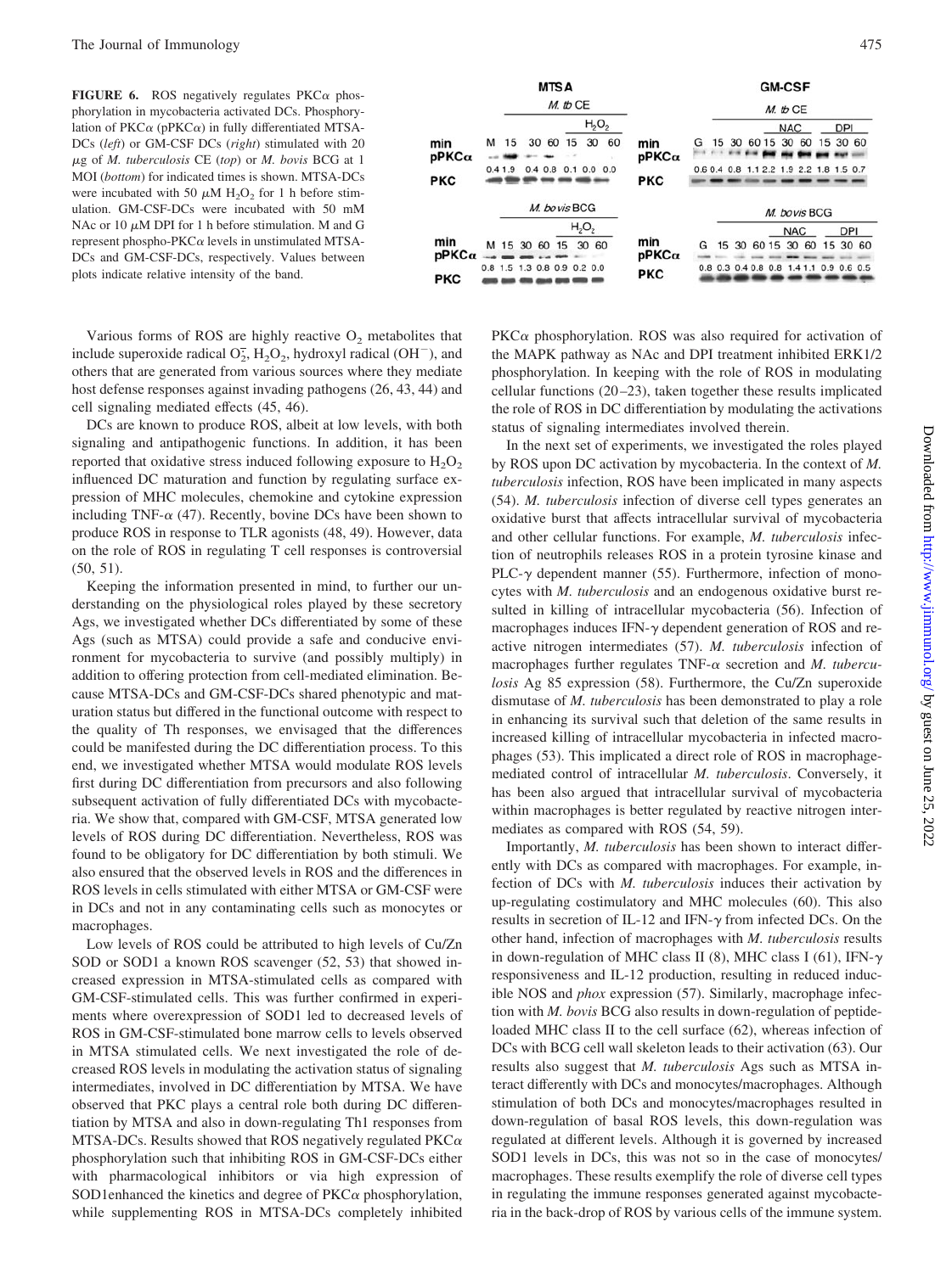**FIGURE 6.** ROS negatively regulates PKCα phosphorylation in mycobacteria activated DCs. Phosphorylation of PKCα (pPKCα) in fully differentiated MTSA-DCs (*left*) or GM-CSF DCs (*right*) stimulated with 20 μg of *M. tuberculosis* CE (*top*) or *M. bovis* BCG at 1 MOI (*bottom*) for indicated times is shown. MTSA-DCs were incubated with 50 μM $H_2O_2$ for 1 h before stimulation. GM-CSF-DCs were incubated with 50 mM NAc or 10 μM DPI for 1 h before stimulation. M and G represent phospho-PKCα levels in unstimulated MTSA-DCs and GM-CSF-DCs, respectively. Values between plots indicate relative intensity of the band.

Various forms of ROS are highly reactive $O_2$ metabolites that include superoxide radical $O_2^-$, $H_2O_2$, hydroxyl radical ($OH^-$), and others that are generated from various sources where they mediate host defense responses against invading pathogens (26, 43, 44) and cell signaling mediated effects (45, 46).

DCs are known to produce ROS, albeit at low levels, with both signaling and antipathogenic functions. In addition, it has been reported that oxidative stress induced following exposure to $H_2O_2$ influenced DC maturation and function by regulating surface expression of MHC molecules, chemokine and cytokine expression including TNF-α (47). Recently, bovine DCs have been shown to produce ROS in response to TLR agonists (48, 49). However, data on the role of ROS in regulating T cell responses is controversial (50, 51).

Keeping the information presented in mind, to further our understanding on the physiological roles played by these secretory Ags, we investigated whether DCs differentiated by some of these Ags (such as MTSA) could provide a safe and conducive environment for mycobacteria to survive (and possibly multiply) in addition to offering protection from cell-mediated elimination. Because MTSA-DCs and GM-CSF-DCs shared phenotypic and maturation status but differed in the functional outcome with respect to the quality of Th responses, we envisaged that the differences could be manifested during the DC differentiation process. To this end, we investigated whether MTSA would modulate ROS levels first during DC differentiation from precursors and also following subsequent activation of fully differentiated DCs with mycobacteria. We show that, compared with GM-CSF, MTSA generated low levels of ROS during DC differentiation. Nevertheless, ROS was found to be obligatory for DC differentiation by both stimuli. We also ensured that the observed levels in ROS and the differences in ROS levels in cells stimulated with either MTSA or GM-CSF were in DCs and not in any contaminating cells such as monocytes or macrophages.

Low levels of ROS could be attributed to high levels of Cu/Zn SOD or SOD1 a known ROS scavenger (52, 53) that showed increased expression in MTSA-stimulated cells as compared with GM-CSF-stimulated cells. This was further confirmed in experiments where overexpression of SOD1 led to decreased levels of ROS in GM-CSF-stimulated bone marrow cells to levels observed in MTSA stimulated cells. We next investigated the role of decreased ROS levels in modulating the activation status of signaling intermediates, involved in DC differentiation by MTSA. We have observed that PKC plays a central role both during DC differentiation by MTSA and also in down-regulating Th1 responses from MTSA-DCs. Results showed that ROS negatively regulated PKCα phosphorylation such that inhibiting ROS in GM-CSF-DCs either with pharmacological inhibitors or via high expression of SOD1enhanced the kinetics and degree of PKCα phosphorylation, while supplementing ROS in MTSA-DCs completely inhibited PKCα phosphorylation. ROS was also required for activation of the MAPK pathway as NAc and DPI treatment inhibited ERK1/2 phosphorylation. In keeping with the role of ROS in modulating cellular functions (20–23), taken together these results implicated the role of ROS in DC differentiation by modulating the activations status of signaling intermediates involved therein.

In the next set of experiments, we investigated the roles played by ROS upon DC activation by mycobacteria. In the context of *M. tuberculosis* infection, ROS have been implicated in many aspects (54). *M. tuberculosis* infection of diverse cell types generates an oxidative burst that affects intracellular survival of mycobacteria and other cellular functions. For example, *M. tuberculosis* infection of neutrophils releases ROS in a protein tyrosine kinase and PLC-γ dependent manner (55). Furthermore, infection of monocytes with *M. tuberculosis* and an endogenous oxidative burst resulted in killing of intracellular mycobacteria (56). Infection of macrophages induces IFN-γ dependent generation of ROS and reactive nitrogen intermediates (57). *M. tuberculosis* infection of macrophages further regulates TNF-α secretion and *M. tuberculosis* Ag 85 expression (58). Furthermore, the Cu/Zn superoxide dismutase of *M. tuberculosis* has been demonstrated to play a role in enhancing its survival such that deletion of the same results in increased killing of intracellular mycobacteria in infected macrophages (53). This implicated a direct role of ROS in macrophage-mediated control of intracellular *M. tuberculosis*. Conversely, it has been also argued that intracellular survival of mycobacteria within macrophages is better regulated by reactive nitrogen intermediates as compared with ROS (54, 59).

Importantly, *M. tuberculosis* has been shown to interact differently with DCs as compared with macrophages. For example, infection of DCs with *M. tuberculosis* induces their activation by up-regulating costimulatory and MHC molecules (60). This also results in secretion of IL-12 and IFN-γ from infected DCs. On the other hand, infection of macrophages with *M. tuberculosis* results in down-regulation of MHC class II (8), MHC class I (61), IFN-γ responsiveness and IL-12 production, resulting in reduced inducible NOS and *phox* expression (57). Similarly, macrophage infection with *M. bovis* BCG also results in down-regulation of peptide-loaded MHC class II to the cell surface (62), whereas infection of DCs with BCG cell wall skeleton leads to their activation (63). Our results also suggest that *M. tuberculosis* Ags such as MTSA interact differently with DCs and monocytes/macrophages. Although stimulation of both DCs and monocytes/macrophages resulted in down-regulation of basal ROS levels, this down-regulation was regulated at different levels. Although it is governed by increased SOD1 levels in DCs, this was not so in the case of monocytes/macrophages. These results exemplify the role of diverse cell types in regulating the immune responses generated against mycobacteria in the back-drop of ROS by various cells of the immune system.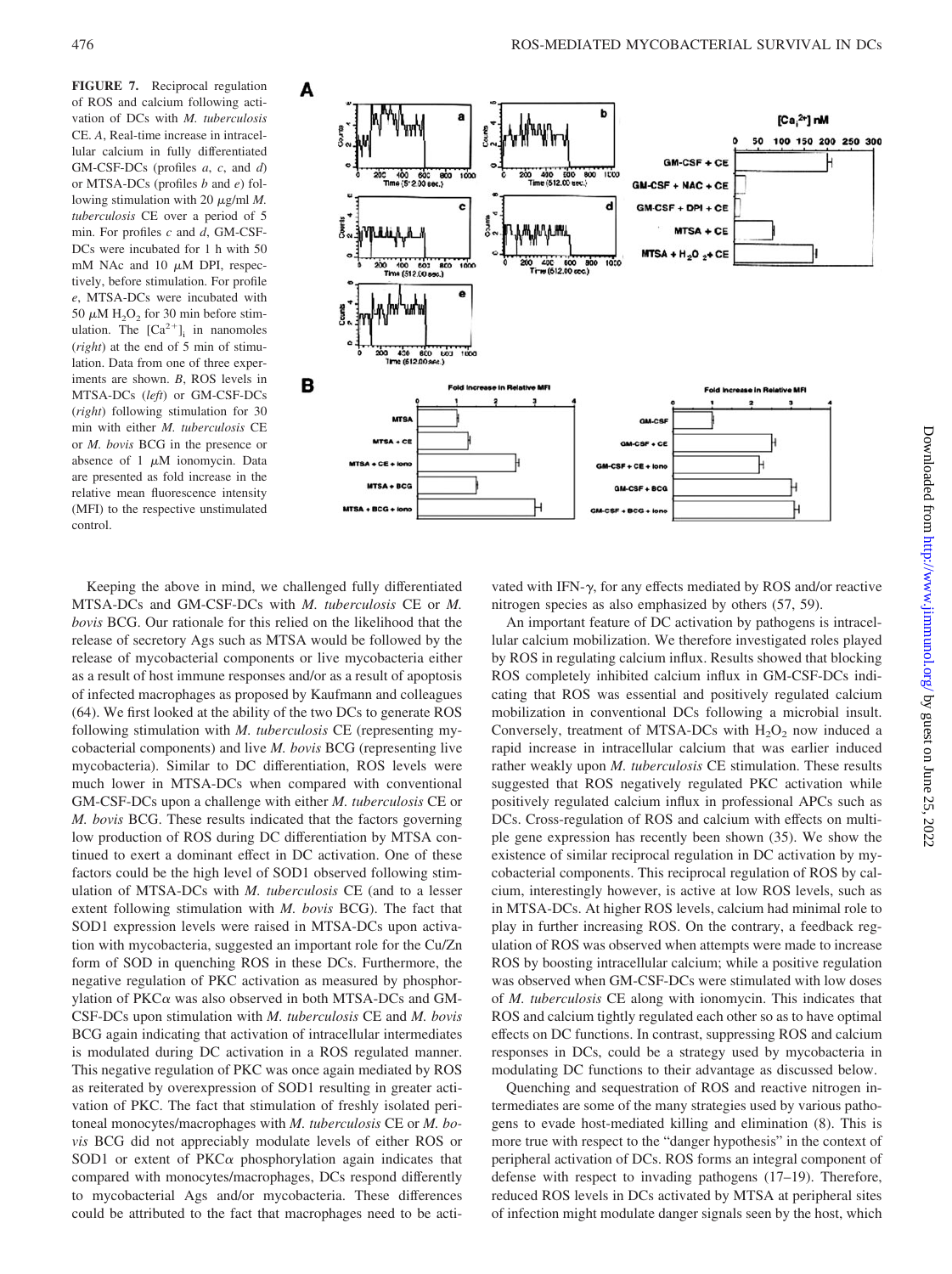**FIGURE 7.** Reciprocal regulation of ROS and calcium following activation of DCs with *M. tuberculosis* CE. *A*, Real-time increase in intracellular calcium in fully differentiated GM-CSF-DCs (profiles *a*, *c*, and *d*) or MTSA-DCs (profiles *b* and *e*) following stimulation with 20 μg/ml *M. tuberculosis* CE over a period of 5 min. For profiles *c* and *d*, GM-CSF-DCs were incubated for 1 h with 50 mM NAc and 10 μM DPI, respectively, before stimulation. For profile *e*, MTSA-DCs were incubated with 50 μM $H_2O_2$ for 30 min before stimulation. The $[Ca^{2+}]_i$ in nanomoles (*right*) at the end of 5 min of stimulation. Data from one of three experiments are shown. *B*, ROS levels in MTSA-DCs (*left*) or GM-CSF-DCs (*right*) following stimulation for 30 min with either *M. tuberculosis* CE or *M. bovis* BCG in the presence or absence of 1 μM ionomycin. Data are presented as fold increase in the relative mean fluorescence intensity (MFI) to the respective unstimulated control.

Keeping the above in mind, we challenged fully differentiated MTSA-DCs and GM-CSF-DCs with *M. tuberculosis* CE or *M. bovis* BCG. Our rationale for this relied on the likelihood that the release of secretory Ags such as MTSA would be followed by the release of mycobacterial components or live mycobacteria either as a result of host immune responses and/or as a result of apoptosis of infected macrophages as proposed by Kaufmann and colleagues (64). We first looked at the ability of the two DCs to generate ROS following stimulation with *M. tuberculosis* CE (representing mycobacterial components) and live *M. bovis* BCG (representing live mycobacteria). Similar to DC differentiation, ROS levels were much lower in MTSA-DCs when compared with conventional GM-CSF-DCs upon a challenge with either *M. tuberculosis* CE or *M. bovis* BCG. These results indicated that the factors governing low production of ROS during DC differentiation by MTSA continued to exert a dominant effect in DC activation. One of these factors could be the high level of SOD1 observed following stimulation of MTSA-DCs with *M. tuberculosis* CE (and to a lesser extent following stimulation with *M. bovis* BCG). The fact that SOD1 expression levels were raised in MTSA-DCs upon activation with mycobacteria, suggested an important role for the Cu/Zn form of SOD in quenching ROS in these DCs. Furthermore, the negative regulation of PKC activation as measured by phosphorylation of PKCα was also observed in both MTSA-DCs and GM-CSF-DCs upon stimulation with *M. tuberculosis* CE and *M. bovis* BCG again indicating that activation of intracellular intermediates is modulated during DC activation in a ROS regulated manner. This negative regulation of PKC was once again mediated by ROS as reiterated by overexpression of SOD1 resulting in greater activation of PKC. The fact that stimulation of freshly isolated peritoneal monocytes/macrophages with *M. tuberculosis* CE or *M. bovis* BCG did not appreciably modulate levels of either ROS or SOD1 or extent of PKCα phosphorylation again indicates that compared with monocytes/macrophages, DCs respond differently to mycobacterial Ags and/or mycobacteria. These differences could be attributed to the fact that macrophages need to be activated with IFN-γ, for any effects mediated by ROS and/or reactive nitrogen species as also emphasized by others (57, 59).

An important feature of DC activation by pathogens is intracellular calcium mobilization. We therefore investigated roles played by ROS in regulating calcium influx. Results showed that blocking ROS completely inhibited calcium influx in GM-CSF-DCs indicating that ROS was essential and positively regulated calcium mobilization in conventional DCs following a microbial insult. Conversely, treatment of MTSA-DCs with $H_2O_2$ now induced a rapid increase in intracellular calcium that was earlier induced rather weakly upon *M. tuberculosis* CE stimulation. These results suggested that ROS negatively regulated PKC activation while positively regulated calcium influx in professional APCs such as DCs. Cross-regulation of ROS and calcium with effects on multiple gene expression has recently been shown (35). We show the existence of similar reciprocal regulation in DC activation by mycobacterial components. This reciprocal regulation of ROS by calcium, interestingly however, is active at low ROS levels, such as in MTSA-DCs. At higher ROS levels, calcium had minimal role to play in further increasing ROS. On the contrary, a feedback regulation of ROS was observed when attempts were made to increase ROS by boosting intracellular calcium; while a positive regulation was observed when GM-CSF-DCs were stimulated with low doses of *M. tuberculosis* CE along with ionomycin. This indicates that ROS and calcium tightly regulated each other so as to have optimal effects on DC functions. In contrast, suppressing ROS and calcium responses in DCs, could be a strategy used by mycobacteria in modulating DC functions to their advantage as discussed below.

Quenching and sequestration of ROS and reactive nitrogen intermediates are some of the many strategies used by various pathogens to evade host-mediated killing and elimination (8). This is more true with respect to the "danger hypothesis" in the context of peripheral activation of DCs. ROS forms an integral component of defense with respect to invading pathogens (17–19). Therefore, reduced ROS levels in DCs activated by MTSA at peripheral sites of infection might modulate danger signals seen by the host, which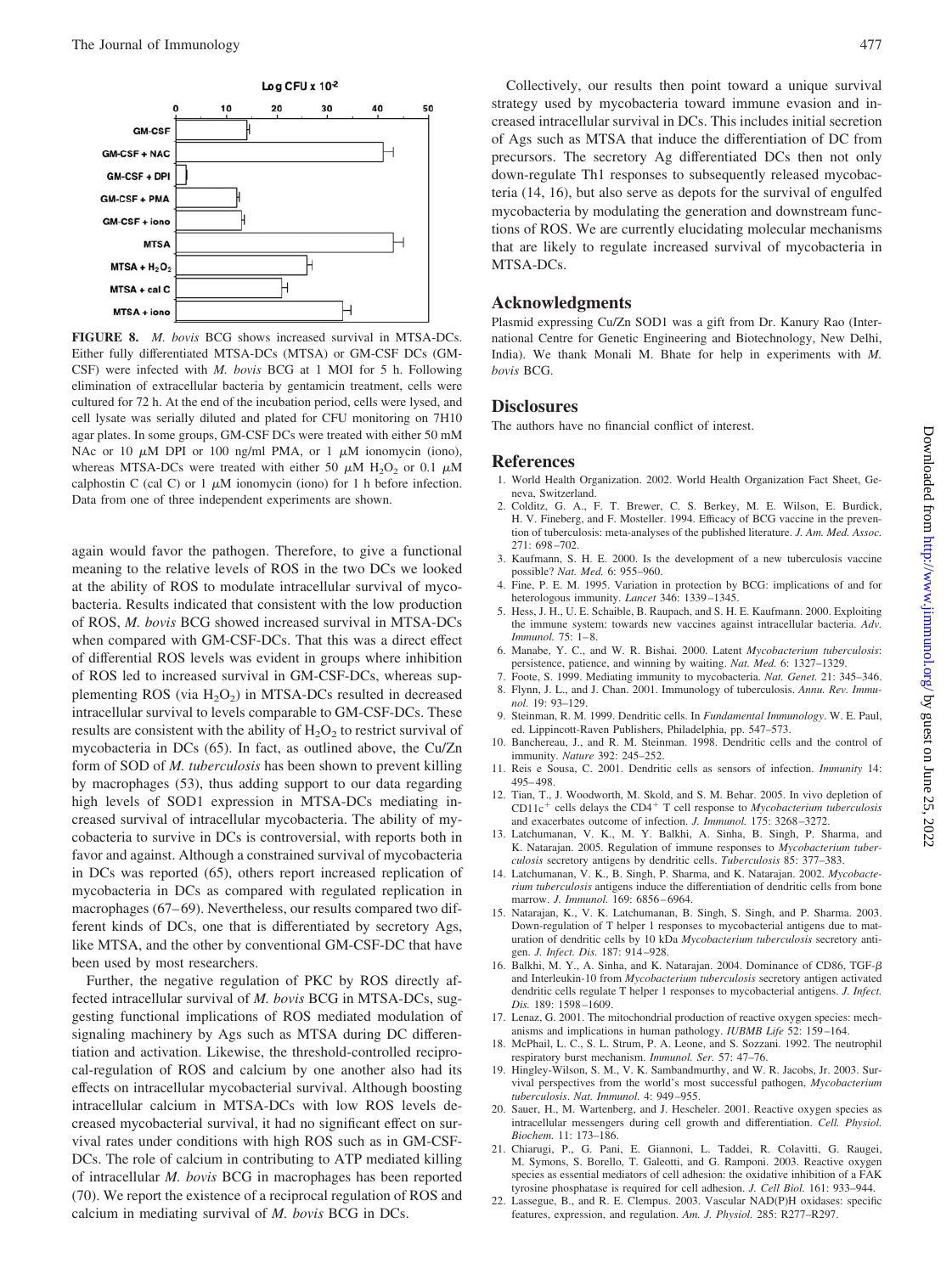**FIGURE 8.** *M. bovis* BCG shows increased survival in MTSA-DCs. Either fully differentiated MTSA-DCs (MTSA) or GM-CSF DCs (GM-CSF) were infected with *M. bovis* BCG at 1 MOI for 5 h. Following elimination of extracellular bacteria by gentamicin treatment, cells were cultured for 72 h. At the end of the incubation period, cells were lysed, and cell lysate was serially diluted and plated for CFU monitoring on 7H10 agar plates. In some groups, GM-CSF DCs were treated with either 50 mM NAc or 10 $\mu$M DPI or 100 ng/ml PMA, or 1 $\mu$M ionomycin (iono), whereas MTSA-DCs were treated with either 50 $\mu$M $H_2O_2$ or 0.1 $\mu$M calphostin C (cal C) or 1 $\mu$M ionomycin (iono) for 1 h before infection. Data from one of three independent experiments are shown.

again would favor the pathogen. Therefore, to give a functional meaning to the relative levels of ROS in the two DCs we looked at the ability of ROS to modulate intracellular survival of mycobacteria. Results indicated that consistent with the low production of ROS, *M. bovis* BCG showed increased survival in MTSA-DCs when compared with GM-CSF-DCs. That this was a direct effect of differential ROS levels was evident in groups where inhibition of ROS led to increased survival in GM-CSF-DCs, whereas supplementing ROS (via $H_2O_2$) in MTSA-DCs resulted in decreased intracellular survival to levels comparable to GM-CSF-DCs. These results are consistent with the ability of $H_2O_2$ to restrict survival of mycobacteria in DCs (65). In fact, as outlined above, the Cu/Zn form of SOD of *M. tuberculosis* has been shown to prevent killing by macrophages (53), thus adding support to our data regarding high levels of SOD1 expression in MTSA-DCs mediating increased survival of intracellular mycobacteria. The ability of mycobacteria to survive in DCs is controversial, with reports both in favor and against. Although a constrained survival of mycobacteria in DCs was reported (65), others report increased replication of mycobacteria in DCs as compared with regulated replication in macrophages (67–69). Nevertheless, our results compared two different kinds of DCs, one that is differentiated by secretory Ags, like MTSA, and the other by conventional GM-CSF-DC that have been used by most researchers.

Further, the negative regulation of PKC by ROS directly affected intracellular survival of *M. bovis* BCG in MTSA-DCs, suggesting functional implications of ROS mediated modulation of signaling machinery by Ags such as MTSA during DC differentiation and activation. Likewise, the threshold-controlled reciprocal-regulation of ROS and calcium by one another also had its effects on intracellular mycobacterial survival. Although boosting intracellular calcium in MTSA-DCs with low ROS levels decreased mycobacterial survival, it had no significant effect on survival rates under conditions with high ROS such as in GM-CSF-DCs. The role of calcium in contributing to ATP mediated killing of intracellular *M. bovis* BCG in macrophages has been reported (70). We report the existence of a reciprocal regulation of ROS and calcium in mediating survival of *M. bovis* BCG in DCs.

Collectively, our results then point toward a unique survival strategy used by mycobacteria toward immune evasion and increased intracellular survival in DCs. This includes initial secretion of Ags such as MTSA that induce the differentiation of DC from precursors. The secretory Ag differentiated DCs then not only down-regulate Th1 responses to subsequently released mycobacteria (14, 16), but also serve as depots for the survival of engulfed mycobacteria by modulating the generation and downstream functions of ROS. We are currently elucidating molecular mechanisms that are likely to regulate increased survival of mycobacteria in MTSA-DCs.

## Acknowledgments

Plasmid expressing Cu/Zn SOD1 was a gift from Dr. Kanury Rao (International Centre for Genetic Engineering and Biotechnology, New Delhi, India). We thank Monali M. Bhate for help in experiments with *M. bovis* BCG.

## Disclosures

The authors have no financial conflict of interest.

## References

1. World Health Organization. 2002. World Health Organization Fact Sheet, Geneva, Switzerland.
2. Colditz, G. A., F. T. Brewer, C. S. Berkey, M. E. Wilson, E. Burdick, H. V. Fineberg, and F. Mosteller. 1994. Efficacy of BCG vaccine in the prevention of tuberculosis: meta-analyses of the published literature. *J. Am. Med. Assoc.* 271: 698–702.
3. Kaufmann, S. H. E. 2000. Is the development of a new tuberculosis vaccine possible? *Nat. Med.* 6: 955–960.
4. Fine, P. E. M. 1995. Variation in protection by BCG: implications of and for heterologous immunity. *Lancet* 346: 1339–1345.
5. Hess, J. H., U. E. Schaible, B. Raupach, and S. H. E. Kaufmann. 2000. Exploiting the immune system: towards new vaccines against intracellular bacteria. *Adv. Immunol.* 75: 1–8.
6. Manabe, Y. C., and W. R. Bishai. 2000. Latent *Mycobacterium tuberculosis*: persistence, patience, and winning by waiting. *Nat. Med.* 6: 1327–1329.
7. Foote, S. 1999. Mediating immunity to mycobacteria. *Nat. Genet.* 21: 345–346.
8. Flynn, J. L., and J. Chan. 2001. Immunology of tuberculosis. *Annu. Rev. Immunol.* 19: 93–129.
9. Steinman, R. M. 1999. Dendritic cells. In *Fundamental Immunology*. W. E. Paul, ed. Lippincott-Raven Publishers, Philadelphia, pp. 547–573.
10. Banchereau, J., and R. M. Steinman. 1998. Dendritic cells and the control of immunity. *Nature* 392: 245–252.
11. Reis e Sousa, C. 2001. Dendritic cells as sensors of infection. *Immunity* 14: 495–498.
12. Tian, T., J. Woodworth, M. Skold, and S. M. Behar. 2005. In vivo depletion of $CD11c^+$ cells delays the $CD4^+$ T cell response to *Mycobacterium tuberculosis* and exacerbates outcome of infection. *J. Immunol.* 175: 3268–3272.
13. Latchumanan, V. K., M. Y. Balkhi, A. Sinha, B. Singh, P. Sharma, and K. Natarajan. 2005. Regulation of immune responses to *Mycobacterium tuberculosis* secretory antigens by dendritic cells. *Tuberculosis* 85: 377–383.
14. Latchumanan, V. K., B. Singh, P. Sharma, and K. Natarajan. 2002. *Mycobacterium tuberculosis* antigens induce the differentiation of dendritic cells from bone marrow. *J. Immunol.* 169: 6856–6964.
15. Natarajan, K., V. K. Latchumanan, B. Singh, S. Singh, and P. Sharma. 2003. Down-regulation of T helper 1 responses to mycobacterial antigens due to maturation of dendritic cells by 10 kDa *Mycobacterium tuberculosis* secretory antigen. *J. Infect. Dis.* 187: 914–928.
16. Balkhi, M. Y., A. Sinha, and K. Natarajan. 2004. Dominance of CD86, TGF-$\beta$ and Interleukin-10 from *Mycobacterium tuberculosis* secretory antigen activated dendritic cells regulate T helper 1 responses to mycobacterial antigens. *J. Infect. Dis.* 189: 1598–1609.
17. Lenaz, G. 2001. The mitochondrial production of reactive oxygen species: mechanisms and implications in human pathology. *IUBMB Life* 52: 159–164.
18. McPhail, L. C., S. L. Strum, P. A. Leone, and S. Sozzani. 1992. The neutrophil respiratory burst mechanism. *Immunol. Ser.* 57: 47–76.
19. Hingley-Wilson, S. M., V. K. Sambandmurthy, and W. R. Jacobs, Jr. 2003. Survival perspectives from the world's most successful pathogen, *Mycobacterium tuberculosis*. *Nat. Immunol.* 4: 949–955.
20. Sauer, H., M. Wartenberg, and J. Hescheler. 2001. Reactive oxygen species as intracellular messengers during cell growth and differentiation. *Cell. Physiol. Biochem.* 11: 173–186.
21. Chiarugi, P., G. Pani, E. Giannoni, L. Taddei, R. Colavitti, G. Raugei, M. Symons, S. Borello, T. Galeotti, and G. Ramponi. 2003. Reactive oxygen species as essential mediators of cell adhesion: the oxidative inhibition of a FAK tyrosine phosphatase is required for cell adhesion. *J. Cell Biol.* 161: 933–944.
22. Lassegue, B., and R. E. Clempus. 2003. Vascular NAD(P)H oxidases: specific features, expression, and regulation. *Am. J. Physiol.* 285: R277–R297.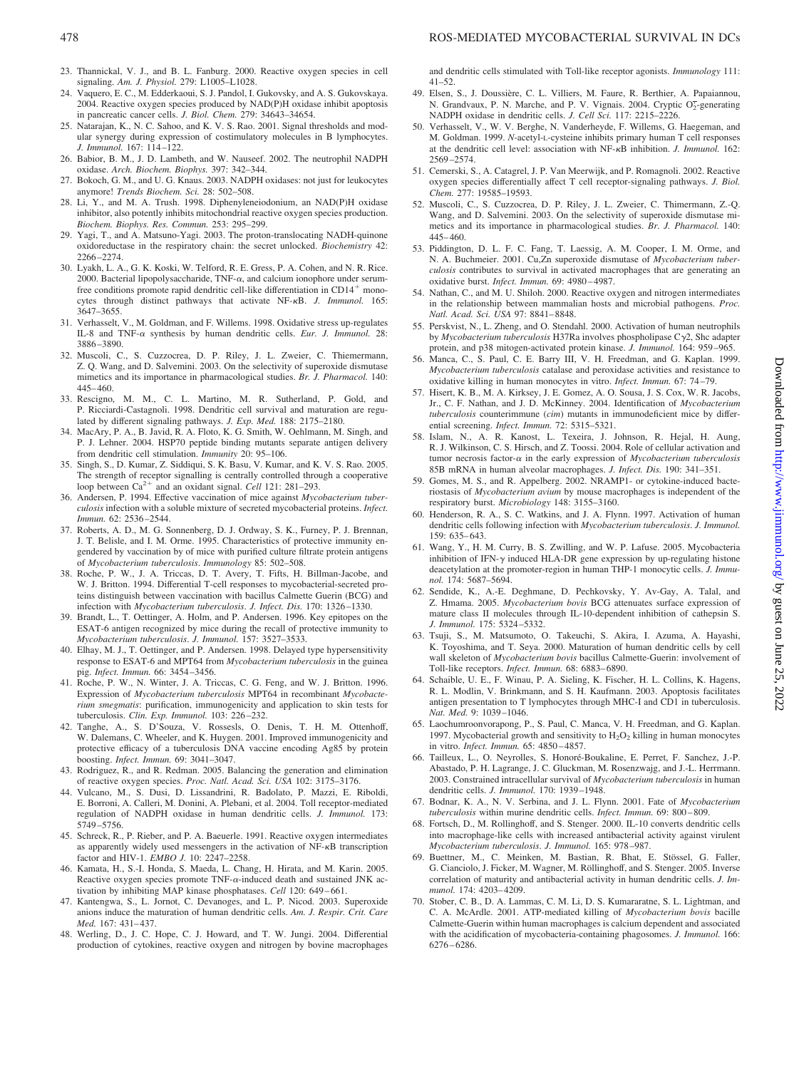23. Thannickal, V. J., and B. L. Fanburg. 2000. Reactive oxygen species in cell signaling. *Am. J. Physiol.* 279: L1005–L1028.
24. Vaquero, E. C., M. Edderkaoui, S. J. Pandol, I. Gukovsky, and A. S. Gukovskaya. 2004. Reactive oxygen species produced by NAD(P)H oxidase inhibit apoptosis in pancreatic cancer cells. *J. Biol. Chem.* 279: 34643–34654.
25. Natarajan, K., N. C. Sahoo, and K. V. S. Rao. 2001. Signal thresholds and modular synergy during expression of costimulatory molecules in B lymphocytes. *J. Immunol.* 167: 114–122.
26. Babior, B. M., J. D. Lambeth, and W. Nauseef. 2002. The neutrophil NADPH oxidase. *Arch. Biochem. Biophys.* 397: 342–344.
27. Bokoch, G. M., and U. G. Knaus. 2003. NADPH oxidases: not just for leukocytes anymore! *Trends Biochem. Sci.* 28: 502–508.
28. Li, Y., and M. A. Trush. 1998. Diphenyleneiodonium, an NAD(P)H oxidase inhibitor, also potently inhibits mitochondrial reactive oxygen species production. *Biochem. Biophys. Res. Commun.* 253: 295–299.
29. Yagi, T., and A. Matsuno-Yagi. 2003. The proton-translocating NADH-quinone oxidoreductase in the respiratory chain: the secret unlocked. *Biochemistry* 42: 2266–2274.
30. Lyakh, L. A., G. K. Koski, W. Telford, R. E. Gress, P. A. Cohen, and N. R. Rice. 2000. Bacterial lipopolysaccharide, TNF-α, and calcium ionophore under serum-free conditions promote rapid dendritic cell-like differentiation in $CD14^+$ monocytes through distinct pathways that activate NF-κB. *J. Immunol.* 165: 3647–3655.
31. Verhasselt, V., M. Goldman, and F. Willems. 1998. Oxidative stress up-regulates IL-8 and TNF-α synthesis by human dendritic cells. *Eur. J. Immunol.* 28: 3886–3890.
32. Muscoli, C., S. Cuzzocrea, D. P. Riley, J. L. Zweier, C. Thiemermann, Z. Q. Wang, and D. Salvemini. 2003. On the selectivity of superoxide dismutase mimetics and its importance in pharmacological studies. *Br. J. Pharmacol.* 140: 445–460.
33. Rescigno, M. M., C. L. Martino, M. R. Sutherland, P. Gold, and P. Ricciardi-Castagnoli. 1998. Dendritic cell survival and maturation are regulated by different signaling pathways. *J. Exp. Med.* 188: 2175–2180.
34. MacAry, P. A., B. Javid, R. A. Floto, K. G. Smith, W. Oehlmann, M. Singh, and P. J. Lehner. 2004. HSP70 peptide binding mutants separate antigen delivery from dendritic cell stimulation. *Immunity* 20: 95–106.
35. Singh, S., D. Kumar, Z. Siddiqui, S. K. Basu, V. Kumar, and K. V. S. Rao. 2005. The strength of receptor signalling is centrally controlled through a cooperative loop between $Ca^{2+}$ and an oxidant signal. *Cell* 121: 281–293.
36. Andersen, P. 1994. Effective vaccination of mice against *Mycobacterium tuberculosis* infection with a soluble mixture of secreted mycobacterial proteins. *Infect. Immun.* 62: 2536–2544.
37. Roberts, A. D., M. G. Sonnenberg, D. J. Ordway, S. K., Furney, P. J. Brennan, J. T. Belisle, and I. M. Orme. 1995. Characteristics of protective immunity engendered by vaccination by of mice with purified culture filtrate protein antigens of *Mycobacterium tuberculosis*. *Immunology* 85: 502–508.
38. Roche, P. W., J. A. Triccas, D. T. Avery, T. Fifts, H. Billman-Jacobe, and W. J. Britton. 1994. Differential T-cell responses to mycobacterial-secreted proteins distinguish between vaccination with bacillus Calmette Guerin (BCG) and infection with *Mycobacterium tuberculosis*. *J. Infect. Dis.* 170: 1326–1330.
39. Brandt, L., T. Oettinger, A. Holm, and P. Andersen. 1996. Key epitopes on the ESAT-6 antigen recognized by mice during the recall of protective immunity to *Mycobacterium tuberculosis*. *J. Immunol.* 157: 3527–3533.
40. Elhay, M. J., T. Oettinger, and P. Andersen. 1998. Delayed type hypersensitivity response to ESAT-6 and MPT64 from *Mycobacterium tuberculosis* in the guinea pig. *Infect. Immun.* 66: 3454–3456.
41. Roche, P. W., N. Winter, J. A. Triccas, C. G. Feng, and W. J. Britton. 1996. Expression of *Mycobacterium tuberculosis* MPT64 in recombinant *Mycobacterium smegmatis*: purification, immunogenicity and application to skin tests for tuberculosis. *Clin. Exp. Immunol.* 103: 226–232.
42. Tanghe, A., S. D'Souza, V. Rossesls, O. Denis, T. H. M. Ottenhoff, W. Dalemans, C. Wheeler, and K. Huygen. 2001. Improved immunogenicity and protective efficacy of a tuberculosis DNA vaccine encoding Ag85 by protein boosting. *Infect. Immun.* 69: 3041–3047.
43. Rodriguez, R., and R. Redman. 2005. Balancing the generation and elimination of reactive oxygen species. *Proc. Natl. Acad. Sci. USA* 102: 3175–3176.
44. Vulcano, M., S. Dusi, D. Lissandrini, R. Badolato, P. Mazzi, E. Riboldi, E. Borroni, A. Calleri, M. Donini, A. Plebani, et al. 2004. Toll receptor-mediated regulation of NADPH oxidase in human dendritic cells. *J. Immunol.* 173: 5749–5756.
45. Schreck, R., P. Rieber, and P. A. Baeuerle. 1991. Reactive oxygen intermediates as apparently widely used messengers in the activation of NF-κB transcription factor and HIV-1. *EMBO J.* 10: 2247–2258.
46. Kamata, H., S.-I. Honda, S. Maeda, L. Chang, H. Hirata, and M. Karin. 2005. Reactive oxygen species promote TNF-α-induced death and sustained JNK activation by inhibiting MAP kinase phosphatases. *Cell* 120: 649–661.
47. Kantengwa, S., L. Jornot, C. Devanoges, and L. P. Nicod. 2003. Superoxide anions induce the maturation of human dendritic cells. *Am. J. Respir. Crit. Care Med.* 167: 431–437.
48. Werling, D., J. C. Hope, C. J. Howard, and T. W. Jungi. 2004. Differential production of cytokines, reactive oxygen and nitrogen by bovine macrophages and dendritic cells stimulated with Toll-like receptor agonists. *Immunology* 111: 41–52.
49. Elsen, S., J. Doussière, C. L. Villiers, M. Faure, R. Berthier, A. Papaiannou, N. Grandvaux, P. N. Marche, and P. V. Vignais. 2004. Cryptic $O_2^-$-generating NADPH oxidase in dendritic cells. *J. Cell Sci.* 117: 2215–2226.
50. Verhasselt, V., W. V. Berghe, N. Vanderheyde, F. Willems, G. Haegeman, and M. Goldman. 1999. *N*-acetyl-L-cysteine inhibits primary human T cell responses at the dendritic cell level: association with NF-κB inhibition. *J. Immunol.* 162: 2569–2574.
51. Cemerski, S., A. Catagrel, J. P. Van Meerwijk, and P. Romagnoli. 2002. Reactive oxygen species differentially affect T cell receptor-signaling pathways. *J. Biol. Chem.* 277: 19585–19593.
52. Muscoli, C., S. Cuzzocrea, D. P. Riley, J. L. Zweier, C. Thimermann, Z.-Q. Wang, and D. Salvemini. 2003. On the selectivity of superoxide dismutase mimetics and its importance in pharmacological studies. *Br. J. Pharmacol.* 140: 445–460.
53. Piddington, D. L. F. C. Fang, T. Laessig, A. M. Cooper, I. M. Orme, and N. A. Buchmeier. 2001. Cu,Zn superoxide dismutase of *Mycobacterium tuberculosis* contributes to survival in activated macrophages that are generating an oxidative burst. *Infect. Immun.* 69: 4980–4987.
54. Nathan, C., and M. U. Shiloh. 2000. Reactive oxygen and nitrogen intermediates in the relationship between mammalian hosts and microbial pathogens. *Proc. Natl. Acad. Sci. USA* 97: 8841–8848.
55. Perskvist, N., L. Zheng, and O. Stendahl. 2000. Activation of human neutrophils by *Mycobacterium tuberculosis* H37Ra involves phospholipase Cγ2, Shc adapter protein, and p38 mitogen-activated protein kinase. *J. Immunol.* 164: 959–965.
56. Manca, C., S. Paul, C. E. Barry III, V. H. Freedman, and G. Kaplan. 1999. *Mycobacterium tuberculosis* catalase and peroxidase activities and resistance to oxidative killing in human monocytes in vitro. *Infect. Immun.* 67: 74–79.
57. Hisert, K. B., M. A. Kirksey, J. E. Gomez, A. O. Sousa, J. S. Cox, W. R. Jacobs, Jr., C. F. Nathan, and J. D. McKinney. 2004. Identification of *Mycobacterium tuberculosis* counterimmune (*cim*) mutants in immunodeficient mice by differential screening. *Infect. Immun.* 72: 5315–5321.
58. Islam, N., A. R. Kanost, L. Texeira, J. Johnson, R. Hejal, H. Aung, R. J. Wilkinson, C. S. Hirsch, and Z. Toossi. 2004. Role of cellular activation and tumor necrosis factor-α in the early expression of *Mycobacterium tuberculosis* 85B mRNA in human alveolar macrophages. *J. Infect. Dis.* 190: 341–351.
59. Gomes, M. S., and R. Appelberg. 2002. NRAMP1- or cytokine-induced bacteriostasis of *Mycobacterium avium* by mouse macrophages is independent of the respiratory burst. *Microbiology* 148: 3155–3160.
60. Henderson, R. A., S. C. Watkins, and J. A. Flynn. 1997. Activation of human dendritic cells following infection with *Mycobacterium tuberculosis*. *J. Immunol.* 159: 635–643.
61. Wang, Y., H. M. Curry, B. S. Zwilling, and W. P. Lafuse. 2005. Mycobacteria inhibition of IFN-γ induced HLA-DR gene expression by up-regulating histone deacetylation at the promoter-region in human THP-1 monocytic cells. *J. Immunol.* 174: 5687–5694.
62. Sendide, K., A.-E. Deghmane, D. Pechkovsky, Y. Av-Gay, A. Talal, and Z. Hmama. 2005. *Mycobacterium bovis* BCG attenuates surface expression of mature class II molecules through IL-10-dependent inhibition of cathepsin S. *J. Immunol.* 175: 5324–5332.
63. Tsuji, S., M. Matsumoto, O. Takeuchi, S. Akira, I. Azuma, A. Hayashi, K. Toyoshima, and T. Seya. 2000. Maturation of human dendritic cells by cell wall skeleton of *Mycobacterium bovis* bacillus Calmette-Guerin: involvement of Toll-like receptors. *Infect. Immun.* 68: 6883–6890.
64. Schaible, U. E., F. Winau, P. A. Sieling, K. Fischer, H. L. Collins, K. Hagens, R. L. Modlin, V. Brinkmann, and S. H. Kaufmann. 2003. Apoptosis facilitates antigen presentation to T lymphocytes through MHC-I and CD1 in tuberculosis. *Nat. Med.* 9: 1039–1046.
65. Laochumroonvorapong, P., S. Paul, C. Manca, V. H. Freedman, and G. Kaplan. 1997. Mycobacterial growth and sensitivity to $H_2O_2$ killing in human monocytes in vitro. *Infect. Immun.* 65: 4850–4857.
66. Tailleux, L., O. Neyrolles, S. Honoré-Boukaline, E. Perret, F. Sanchez, J.-P. Abastado, P. H. Lagrange, J. C. Gluckman, M. Rosenzwajg, and J.-L. Herrmann. 2003. Constrained intracellular survival of *Mycobacterium tuberculosis* in human dendritic cells. *J. Immunol.* 170: 1939–1948.
67. Bodnar, K. A., N. V. Serbina, and J. L. Flynn. 2001. Fate of *Mycobacterium tuberculosis* within murine dendritic cells. *Infect. Immun.* 69: 800–809.
68. Fortsch, D., M. Rollinghoff, and S. Stenger. 2000. IL-10 converts dendritic cells into macrophage-like cells with increased antibacterial activity against virulent *Mycobacterium tuberculosis*. *J. Immunol.* 165: 978–987.
69. Buettner, M., C. Meinken, M. Bastian, R. Bhat, E. Stössel, G. Faller, G. Cianciolo, J. Ficker, M. Wagner, M. Röllinghoff, and S. Stenger. 2005. Inverse correlation of maturity and antibacterial activity in human dendritic cells. *J. Immunol.* 174: 4203–4209.
70. Stober, C. B., D. A. Lammas, C. M. Li, D. S. Kumararatne, S. L. Lightman, and C. A. McArdle. 2001. ATP-mediated killing of *Mycobacterium bovis* bacille Calmette-Guerin within human macrophages is calcium dependent and associated with the acidification of mycobacteria-containing phagosomes. *J. Immunol.* 166: 6276–6286.